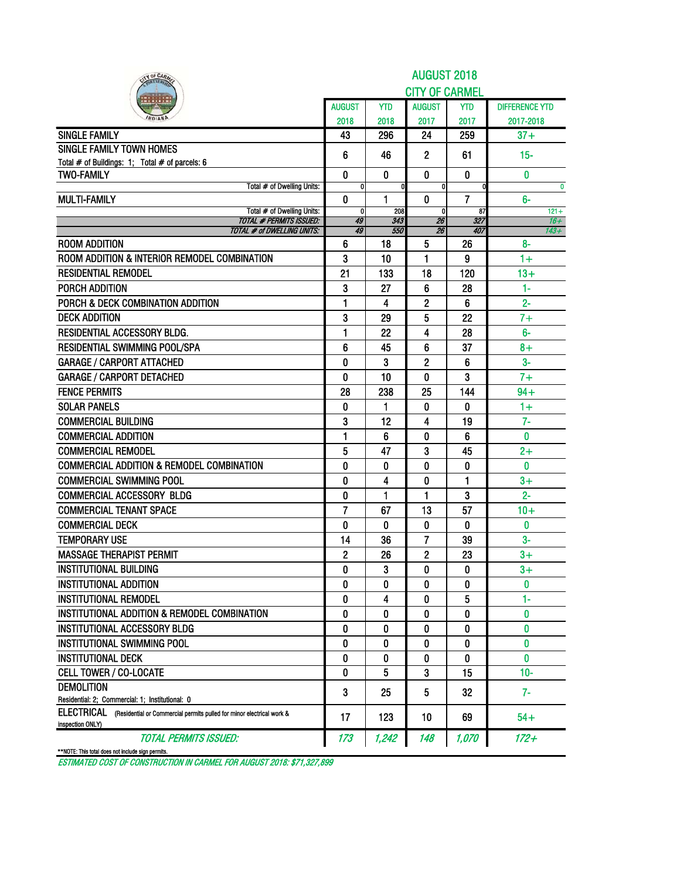# AUGUST 2018
## CITY OF CARMEL

| | AUGUST 2018 | YTD 2018 | AUGUST 2017 | YTD 2017 | DIFFERENCE YTD 2017-2018 |
|---|---|---|---|---|---|
| SINGLE FAMILY | 43 | 296 | 24 | 259 | 37+ |
| SINGLE FAMILY TOWN HOMES<br>Total # of Buildings: 1; Total # of parcels: 6 | 6 | 46 | 2 | 61 | 15- |
| TWO-FAMILY | 0 | 0 | 0 | 0 | 0 |
| Total # of Dwelling Units: | 0 | 0 | 0 | 0 | 0 |
| MULTI-FAMILY | 0 | 1 | 0 | 7 | 6- |
| Total # of Dwelling Units: | 0 | 208 | 0 | 87 | 121+ |
| *TOTAL # PERMITS ISSUED:* | *49* | *343* | *26* | *327* | *16+* |
| *TOTAL # of DWELLING UNITS:* | *49* | *550* | *26* | *407* | *143+* |
| ROOM ADDITION | 6 | 18 | 5 | 26 | 8- |
| ROOM ADDITION & INTERIOR REMODEL COMBINATION | 3 | 10 | 1 | 9 | 1+ |
| RESIDENTIAL REMODEL | 21 | 133 | 18 | 120 | 13+ |
| PORCH ADDITION | 3 | 27 | 6 | 28 | 1- |
| PORCH & DECK COMBINATION ADDITION | 1 | 4 | 2 | 6 | 2- |
| DECK ADDITION | 3 | 29 | 5 | 22 | 7+ |
| RESIDENTIAL ACCESSORY BLDG. | 1 | 22 | 4 | 28 | 6- |
| RESIDENTIAL SWIMMING POOL/SPA | 6 | 45 | 6 | 37 | 8+ |
| GARAGE / CARPORT ATTACHED | 0 | 3 | 2 | 6 | 3- |
| GARAGE / CARPORT DETACHED | 0 | 10 | 0 | 3 | 7+ |
| FENCE PERMITS | 28 | 238 | 25 | 144 | 94+ |
| SOLAR PANELS | 0 | 1 | 0 | 0 | 1+ |
| COMMERCIAL BUILDING | 3 | 12 | 4 | 19 | 7- |
| COMMERCIAL ADDITION | 1 | 6 | 0 | 6 | 0 |
| COMMERCIAL REMODEL | 5 | 47 | 3 | 45 | 2+ |
| COMMERCIAL ADDITION & REMODEL COMBINATION | 0 | 0 | 0 | 0 | 0 |
| COMMERCIAL SWIMMING POOL | 0 | 4 | 0 | 1 | 3+ |
| COMMERCIAL ACCESSORY BLDG | 0 | 1 | 1 | 3 | 2- |
| COMMERCIAL TENANT SPACE | 7 | 67 | 13 | 57 | 10+ |
| COMMERCIAL DECK | 0 | 0 | 0 | 0 | 0 |
| TEMPORARY USE | 14 | 36 | 7 | 39 | 3- |
| MASSAGE THERAPIST PERMIT | 2 | 26 | 2 | 23 | 3+ |
| INSTITUTIONAL BUILDING | 0 | 3 | 0 | 0 | 3+ |
| INSTITUTIONAL ADDITION | 0 | 0 | 0 | 0 | 0 |
| INSTITUTIONAL REMODEL | 0 | 4 | 0 | 5 | 1- |
| INSTITUTIONAL ADDITION & REMODEL COMBINATION | 0 | 0 | 0 | 0 | 0 |
| INSTITUTIONAL ACCESSORY BLDG | 0 | 0 | 0 | 0 | 0 |
| INSTITUTIONAL SWIMMING POOL | 0 | 0 | 0 | 0 | 0 |
| INSTITUTIONAL DECK | 0 | 0 | 0 | 0 | 0 |
| CELL TOWER / CO-LOCATE | 0 | 5 | 3 | 15 | 10- |
| DEMOLITION<br>Residential: 2; Commercial: 1; Institutional: 0 | 3 | 25 | 5 | 32 | 7- |
| ELECTRICAL (Residential or Commercial permits pulled for minor electrical work & inspection ONLY) | 17 | 123 | 10 | 69 | 54+ |
| *TOTAL PERMITS ISSUED:* | *173* | *1,242* | *148* | *1,070* | *172+* |

**NOTE: This total does not include sign permits.

*ESTIMATED COST OF CONSTRUCTION IN CARMEL FOR AUGUST 2018: $71,327,899*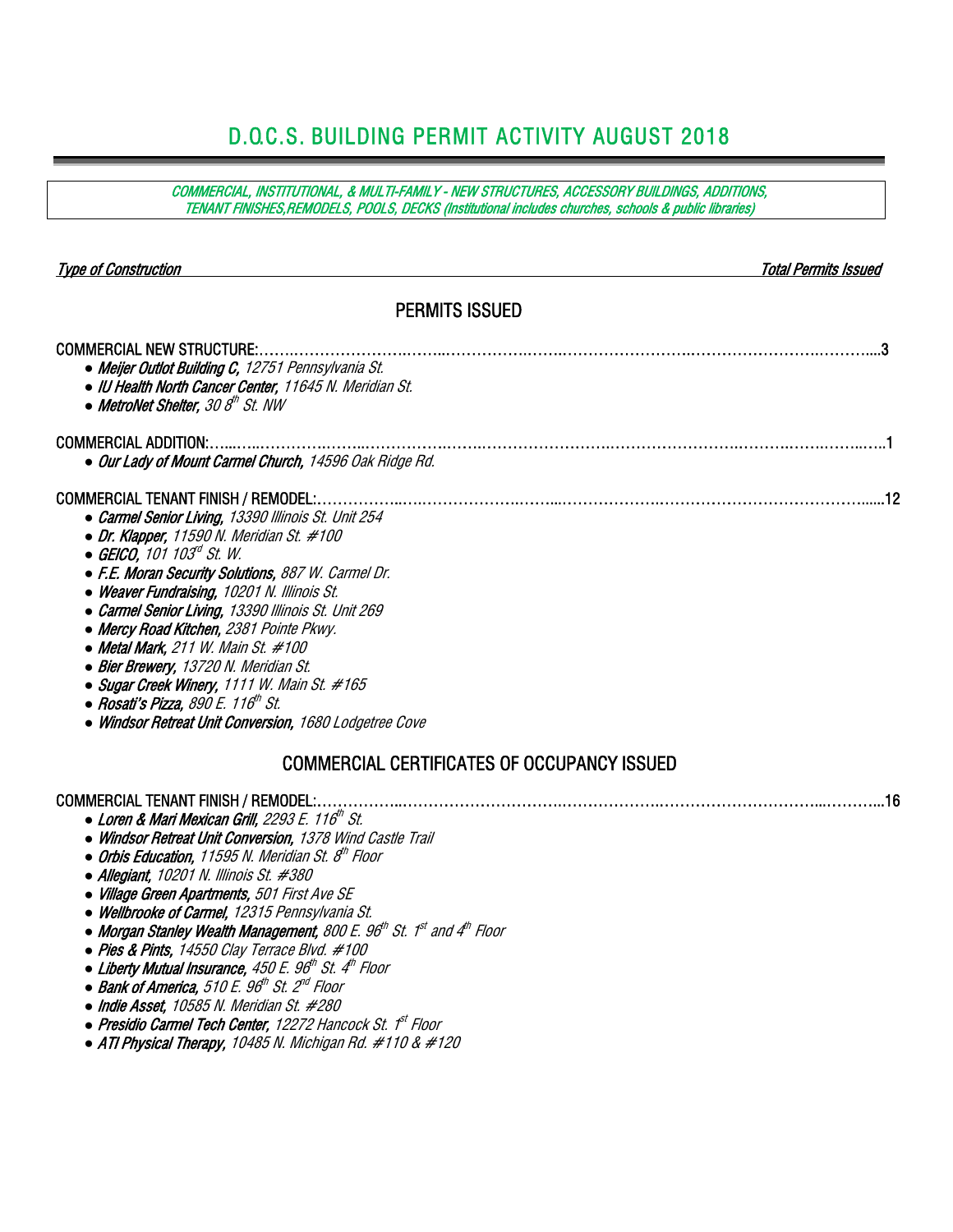# D.O.C.S. BUILDING PERMIT ACTIVITY AUGUST 2018

*COMMERCIAL, INSTITUTIONAL, & MULTI-FAMILY - NEW STRUCTURES, ACCESSORY BUILDINGS, ADDITIONS, TENANT FINISHES, REMODELS, POOLS, DECKS (Institutional includes churches, schools & public libraries)*

*Type of Construction* — *Total Permits Issued*

## PERMITS ISSUED

COMMERCIAL NEW STRUCTURE: ........................................................................................ 3

- ***Meijer Outlot Building C,*** *12751 Pennsylvania St.*
- ***IU Health North Cancer Center,*** *11645 N. Meridian St.*
- ***MetroNet Shelter,*** *30 8th St. NW*

COMMERCIAL ADDITION: ........................................................................................ 1

- ***Our Lady of Mount Carmel Church,*** *14596 Oak Ridge Rd.*

COMMERCIAL TENANT FINISH / REMODEL: ........................................................................................ 12

- ***Carmel Senior Living,*** *13390 Illinois St. Unit 254*
- ***Dr. Klapper,*** *11590 N. Meridian St. #100*
- ***GEICO,*** *101 103rd St. W.*
- ***F.E. Moran Security Solutions,*** *887 W. Carmel Dr.*
- ***Weaver Fundraising,*** *10201 N. Illinois St.*
- ***Carmel Senior Living,*** *13390 Illinois St. Unit 269*
- ***Mercy Road Kitchen,*** *2381 Pointe Pkwy.*
- ***Metal Mark,*** *211 W. Main St. #100*
- ***Bier Brewery,*** *13720 N. Meridian St.*
- ***Sugar Creek Winery,*** *1111 W. Main St. #165*
- ***Rosati's Pizza,*** *890 E. 116th St.*
- ***Windsor Retreat Unit Conversion,*** *1680 Lodgetree Cove*

## COMMERCIAL CERTIFICATES OF OCCUPANCY ISSUED

COMMERCIAL TENANT FINISH / REMODEL: ........................................................................................ 16

- ***Loren & Mari Mexican Grill,*** *2293 E. 116th St.*
- ***Windsor Retreat Unit Conversion,*** *1378 Wind Castle Trail*
- ***Orbis Education,*** *11595 N. Meridian St. 8th Floor*
- ***Allegiant,*** *10201 N. Illinois St. #380*
- ***Village Green Apartments,*** *501 First Ave SE*
- ***Wellbrooke of Carmel,*** *12315 Pennsylvania St.*
- ***Morgan Stanley Wealth Management,*** *800 E. 96th St. 1st and 4th Floor*
- ***Pies & Pints,*** *14550 Clay Terrace Blvd. #100*
- ***Liberty Mutual Insurance,*** *450 E. 96th St. 4th Floor*
- ***Bank of America,*** *510 E. 96th St. 2nd Floor*
- ***Indie Asset,*** *10585 N. Meridian St. #280*
- ***Presidio Carmel Tech Center,*** *12272 Hancock St. 1st Floor*
- ***ATI Physical Therapy,*** *10485 N. Michigan Rd. #110 & #120*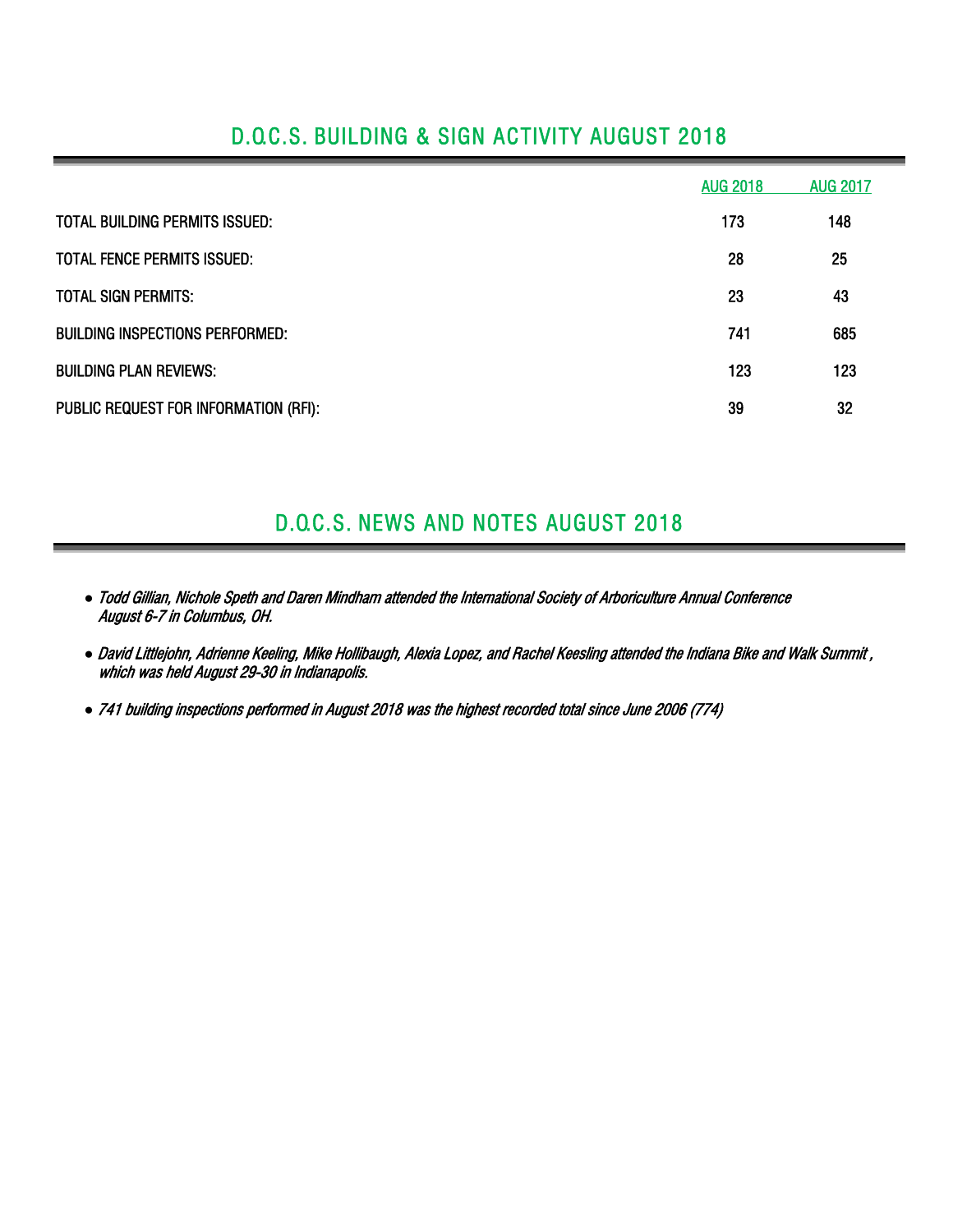## D.O.C.S. BUILDING & SIGN ACTIVITY AUGUST 2018

| | AUG 2018 | AUG 2017 |
|---|---|---|
| TOTAL BUILDING PERMITS ISSUED: | 173 | 148 |
| TOTAL FENCE PERMITS ISSUED: | 28 | 25 |
| TOTAL SIGN PERMITS: | 23 | 43 |
| BUILDING INSPECTIONS PERFORMED: | 741 | 685 |
| BUILDING PLAN REVIEWS: | 123 | 123 |
| PUBLIC REQUEST FOR INFORMATION (RFI): | 39 | 32 |

## D.O.C.S. NEWS AND NOTES AUGUST 2018

- *Todd Gillian, Nichole Speth and Daren Mindham attended the International Society of Arboriculture Annual Conference August 6-7 in Columbus, OH.*
- *David Littlejohn, Adrienne Keeling, Mike Hollibaugh, Alexia Lopez, and Rachel Keesling attended the Indiana Bike and Walk Summit , which was held August 29-30 in Indianapolis.*
- *741 building inspections performed in August 2018 was the highest recorded total since June 2006 (774)*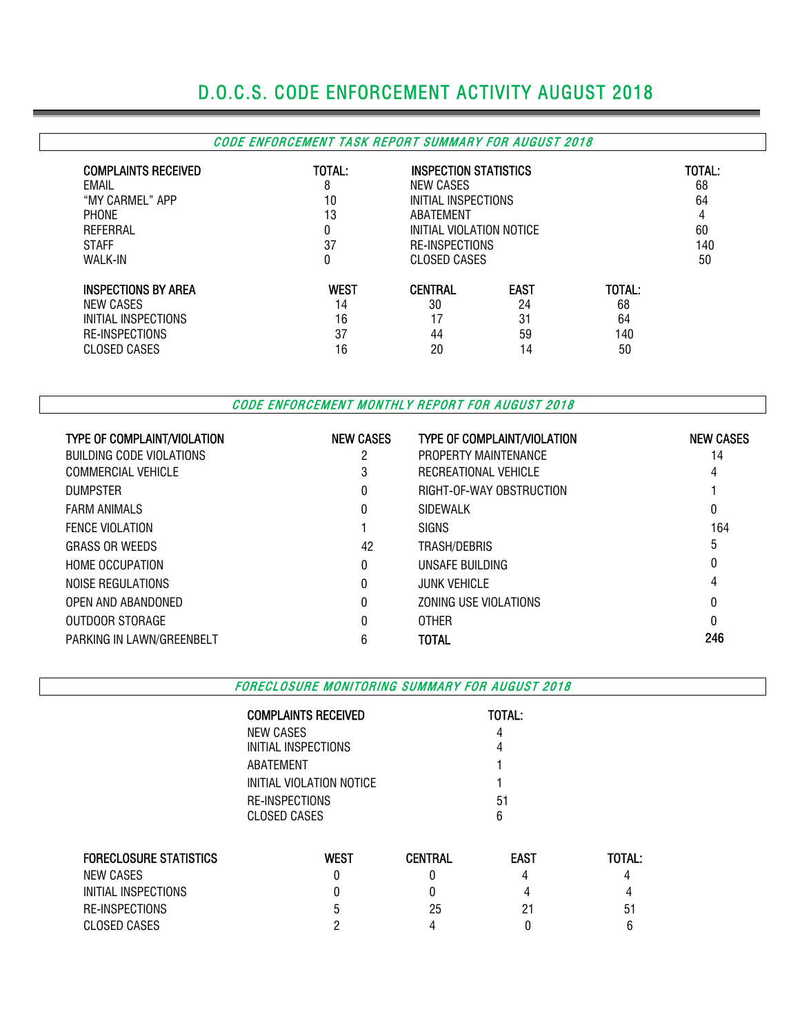# D.O.C.S. CODE ENFORCEMENT ACTIVITY AUGUST 2018

## *CODE ENFORCEMENT TASK REPORT SUMMARY FOR AUGUST 2018*

| COMPLAINTS RECEIVED | TOTAL: | INSPECTION STATISTICS | TOTAL: |
|---|---|---|---|
| EMAIL | 8 | NEW CASES | 68 |
| "MY CARMEL" APP | 10 | INITIAL INSPECTIONS | 64 |
| PHONE | 13 | ABATEMENT | 4 |
| REFERRAL | 0 | INITIAL VIOLATION NOTICE | 60 |
| STAFF | 37 | RE-INSPECTIONS | 140 |
| WALK-IN | 0 | CLOSED CASES | 50 |

| INSPECTIONS BY AREA | WEST | CENTRAL | EAST | TOTAL: |
|---|---|---|---|---|
| NEW CASES | 14 | 30 | 24 | 68 |
| INITIAL INSPECTIONS | 16 | 17 | 31 | 64 |
| RE-INSPECTIONS | 37 | 44 | 59 | 140 |
| CLOSED CASES | 16 | 20 | 14 | 50 |

## *CODE ENFORCEMENT MONTHLY REPORT FOR AUGUST 2018*

| TYPE OF COMPLAINT/VIOLATION | NEW CASES | TYPE OF COMPLAINT/VIOLATION | NEW CASES |
|---|---|---|---|
| BUILDING CODE VIOLATIONS | 2 | PROPERTY MAINTENANCE | 14 |
| COMMERCIAL VEHICLE | 3 | RECREATIONAL VEHICLE | 4 |
| DUMPSTER | 0 | RIGHT-OF-WAY OBSTRUCTION | 1 |
| FARM ANIMALS | 0 | SIDEWALK | 0 |
| FENCE VIOLATION | 1 | SIGNS | 164 |
| GRASS OR WEEDS | 42 | TRASH/DEBRIS | 5 |
| HOME OCCUPATION | 0 | UNSAFE BUILDING | 0 |
| NOISE REGULATIONS | 0 | JUNK VEHICLE | 4 |
| OPEN AND ABANDONED | 0 | ZONING USE VIOLATIONS | 0 |
| OUTDOOR STORAGE | 0 | OTHER | 0 |
| PARKING IN LAWN/GREENBELT | 6 | **TOTAL** | **246** |

## *FORECLOSURE MONITORING SUMMARY FOR AUGUST 2018*

| COMPLAINTS RECEIVED | TOTAL: |
|---|---|
| NEW CASES | 4 |
| INITIAL INSPECTIONS | 4 |
| ABATEMENT | 1 |
| INITIAL VIOLATION NOTICE | 1 |
| RE-INSPECTIONS | 51 |
| CLOSED CASES | 6 |

| FORECLOSURE STATISTICS | WEST | CENTRAL | EAST | TOTAL: |
|---|---|---|---|---|
| NEW CASES | 0 | 0 | 4 | 4 |
| INITIAL INSPECTIONS | 0 | 0 | 4 | 4 |
| RE-INSPECTIONS | 5 | 25 | 21 | 51 |
| CLOSED CASES | 2 | 4 | 0 | 6 |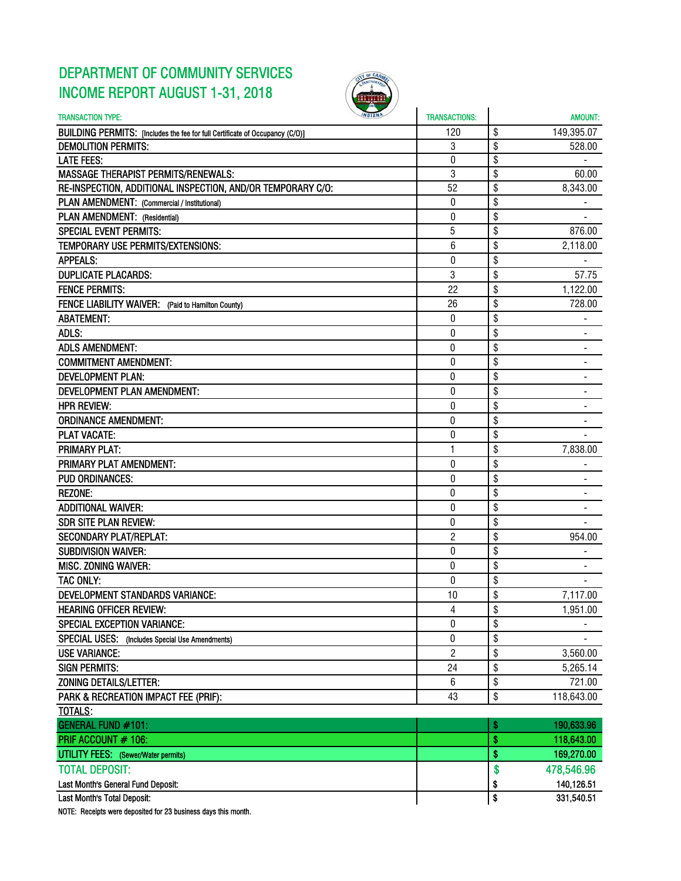# DEPARTMENT OF COMMUNITY SERVICES
# INCOME REPORT AUGUST 1-31, 2018

| TRANSACTION TYPE: | TRANSACTIONS: | AMOUNT: |
|---|---|---|
| BUILDING PERMITS: [Includes the fee for full Certificate of Occupancy (C/O)] | 120 | $ 149,395.07 |
| DEMOLITION PERMITS: | 3 | $ 528.00 |
| LATE FEES: | 0 | $ - |
| MASSAGE THERAPIST PERMITS/RENEWALS: | 3 | $ 60.00 |
| RE-INSPECTION, ADDITIONAL INSPECTION, AND/OR TEMPORARY C/O: | 52 | $ 8,343.00 |
| PLAN AMENDMENT: (Commercial / Institutional) | 0 | $ - |
| PLAN AMENDMENT: (Residential) | 0 | $ - |
| SPECIAL EVENT PERMITS: | 5 | $ 876.00 |
| TEMPORARY USE PERMITS/EXTENSIONS: | 6 | $ 2,118.00 |
| APPEALS: | 0 | $ - |
| DUPLICATE PLACARDS: | 3 | $ 57.75 |
| FENCE PERMITS: | 22 | $ 1,122.00 |
| FENCE LIABILITY WAIVER: (Paid to Hamilton County) | 26 | $ 728.00 |
| ABATEMENT: | 0 | $ - |
| ADLS: | 0 | $ - |
| ADLS AMENDMENT: | 0 | $ - |
| COMMITMENT AMENDMENT: | 0 | $ - |
| DEVELOPMENT PLAN: | 0 | $ - |
| DEVELOPMENT PLAN AMENDMENT: | 0 | $ - |
| HPR REVIEW: | 0 | $ - |
| ORDINANCE AMENDMENT: | 0 | $ - |
| PLAT VACATE: | 0 | $ - |
| PRIMARY PLAT: | 1 | $ 7,838.00 |
| PRIMARY PLAT AMENDMENT: | 0 | $ - |
| PUD ORDINANCES: | 0 | $ - |
| REZONE: | 0 | $ - |
| ADDITIONAL WAIVER: | 0 | $ - |
| SDR SITE PLAN REVIEW: | 0 | $ - |
| SECONDARY PLAT/REPLAT: | 2 | $ 954.00 |
| SUBDIVISION WAIVER: | 0 | $ - |
| MISC. ZONING WAIVER: | 0 | $ - |
| TAC ONLY: | 0 | $ - |
| DEVELOPMENT STANDARDS VARIANCE: | 10 | $ 7,117.00 |
| HEARING OFFICER REVIEW: | 4 | $ 1,951.00 |
| SPECIAL EXCEPTION VARIANCE: | 0 | $ - |
| SPECIAL USES: (Includes Special Use Amendments) | 0 | $ - |
| USE VARIANCE: | 2 | $ 3,560.00 |
| SIGN PERMITS: | 24 | $ 5,265.14 |
| ZONING DETAILS/LETTER: | 6 | $ 721.00 |
| PARK & RECREATION IMPACT FEE (PRIF): | 43 | $ 118,643.00 |
| TOTALS: | | |
| GENERAL FUND #101: | | $ 190,633.96 |
| PRIF ACCOUNT # 106: | | $ 118,643.00 |
| UTILITY FEES: (Sewer/Water permits) | | $ 169,270.00 |
| TOTAL DEPOSIT: | | $ 478,546.96 |
| Last Month's General Fund Deposit: | | $ 140,126.51 |
| Last Month's Total Deposit: | | $ 331,540.51 |

NOTE: Receipts were deposited for 23 business days this month.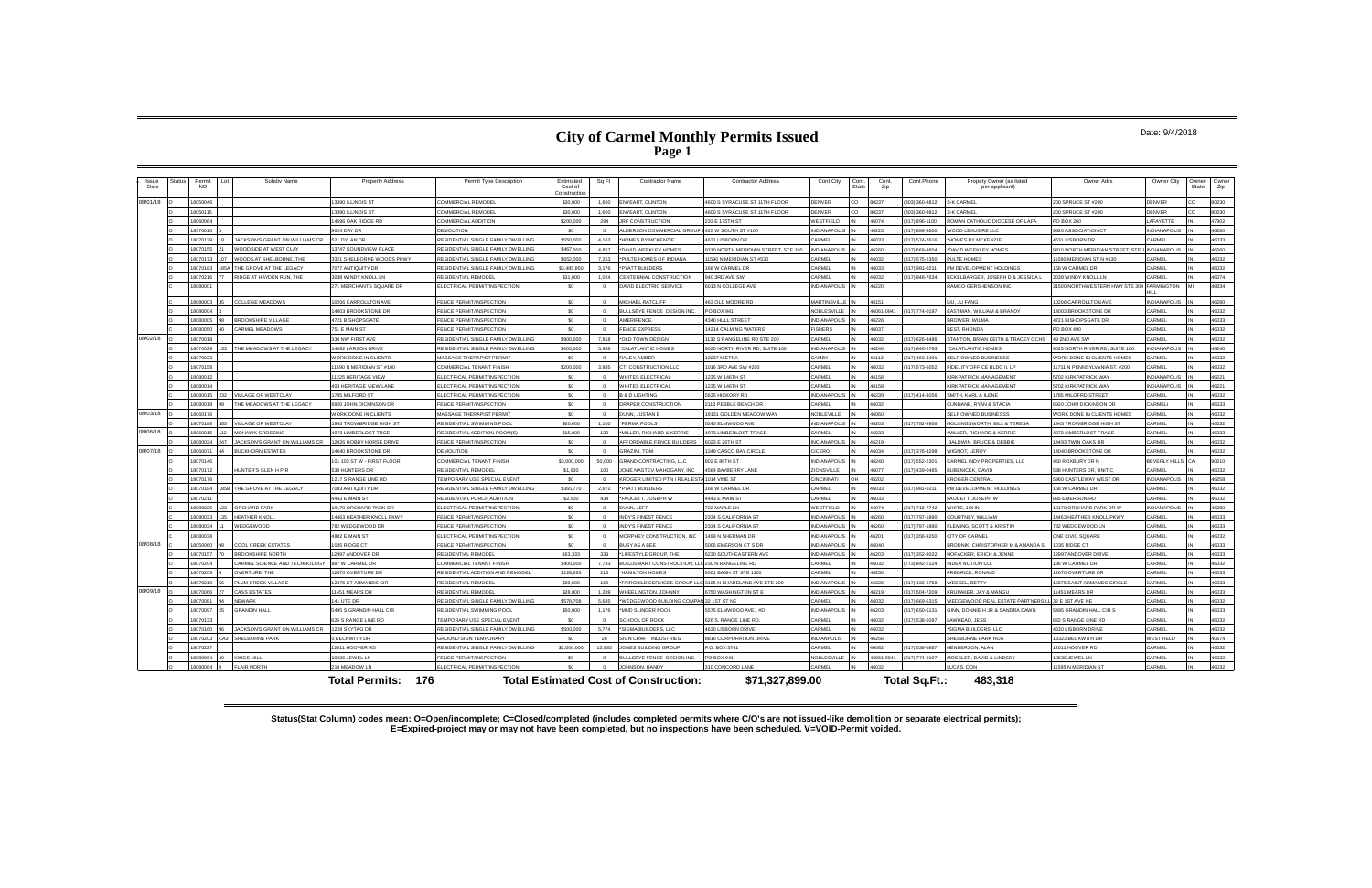# City of Carmel Monthly Permits Issued

Date: 9/4/2018

| Issue Date | Status | Permit NO | Lot | Subdiv Name | Property Address | Permit Type Description | Estimated Cost of Construction | Sq Ft | Contractor Name | Contractor Address | Cont.City | Cont. State | Cont. Zip | Cont.Phone | Propety Owner (as listed per applicant) | Owner Adrs | Owner City | Owner State | Owner Zip |
|---|---|---|---|---|---|---|---|---|---|---|---|---|---|---|---|---|---|---|---|
| 08/01/18 | O | 18050046 | | | 13390 ILLINOIS ST | COMMERCIAL REMODEL | $30,000 | 1,600 | ENYEART, CLINTON | 4600 S SYRACUSE ST 11TH FLOOR | DENVER | CO | 80237 | (303) 360-8812 | S-K CARMEL | 200 SPRUCE ST #200 | DENVER | CO | 80230 |
| | O | 18050115 | | | 13390 ILLINOIS ST | COMMERCIAL REMODEL | $30,000 | 1,600 | ENYEART, CLINTON | 4600 S SYRACUSE ST 11TH FLOOR | DENVER | CO | 80237 | (303) 360-8812 | S-K CARMEL | 200 SPRUCE ST #200 | DENVER | CO | 80230 |
| | O | 18060064 | | | 14596 OAK RIDGE RD | COMMERCIAL ADDITION | $200,000 | 294 | JRF CONSTRUCTION | 233 E 175TH ST | WESTFIELD | IN | 46074 | (317) 896-1100 | ROMAN CATHOLIC DIOCESE OF LAFA | PO BOX 260 | LAFAYETTE | IN | 47902 |
| | O | 18070010 | 3 | | 9624 DAY DR | DEMOLITION | $0 | 0 | ALDERSON COMMERCIAL GROUP | 425 W SOUTH ST #100 | INDIANAPOLIS | IN | 46225 | (317) 889-3800 | WOOD LICKUS RE LLC | 9820 ASSOCIATION CT | INDIANAPOLIS | IN | 46280 |
| | O | 18070139 | 18 | JACKSON'S GRANT ON WILLIAMS CR | 531 DYLAN DR | RESIDENTIAL SINGLE FAMILY DWELLING | $550,000 | 4,163 | *HOMES BY MCKENZIE | 4631 LISBORN DR | CARMEL | IN | 46033 | (317) 574-7616 | *HOMES BY MCKENZIE | 4631 LISBORN DR | CARMEL | IN | 46033 |
| | O | 18070155 | 21 | WOODSIDE AT WEST CLAY | 13747 SOUNDVIEW PLACE | RESIDENTIAL SINGLE FAMILY DWELLING | $467,000 | 4,857 | *DAVID WEEKLEY HOMES | 9310 NORTH MERIDIAN STREET, STE 100 | INDIANAPOLIS | IN | 46260 | (317) 669-8604 | *DAVID WEEKLEY HOMES | 9310 NORTH MERIDIAN STREET, STE 1 | INDIANAPOLIS | IN | 46260 |
| | O | 18070173 | 107 | WOODS AT SHELBORNE, THE | 3321 SHELBORNE WOODS PKWY | RESIDENTIAL SINGLE FAMILY DWELLING | $652,000 | 7,253 | *PULTE HOMES OF INDIANA | 11590 N MERIDIAN ST #530 | CARMEL | IN | 46032 | (317) 575-2350 | PULTE HOMES | 11590 MERIDIAN ST N #530 | CARMEL | IN | 46032 |
| | O | 18070183 | 185A | THE GROVE AT THE LEGACY | 7077 ANTIQUITY DR | RESIDENTIAL SINGLE FAMILY DWELLING | $3,495,850 | 3,176 | *PYATT BUILDERS | 168 W CARMEL DR | CARMEL | IN | 46033 | (317) 981-0211 | PM DEVELOPMENT HOLDINGS | 168 W CARMEL DR | CARMEL | IN | 46032 |
| | O | 18070216 | 77 | RIDGE AT HAYDEN RUN, THE | 3038 WINDY KNOLL LN | RESIDENTIAL REMODEL | $31,000 | 1,024 | CENTENNIAL CONSTRUCTION | 940 3RD AVE SW | CARMEL | IN | 46032 | (317) 848-7634 | ECKELBARGER, JOSEPH D & JESSICA L | 3038 WINDY KNOLL LN | CARMEL | IN | 46074 |
| | C | 18080001 | | | 271 MERCHANTS SQUARE DR | ELECTRICAL PERMIT/INSPECTION | $0 | 0 | DAVID ELECTRIC SERVICE | 6013 N COLLEGE AVE | INDIANAPOLIS | IN | 46220 | | RAMCO GERSHENSON INC | 31500 NORTHWESTERN HWY STE 300 | FARMINGTON HILL | MI | 48334 |
| | O | 18080003 | 35 | COLLEGE MEADOWS | 10206 CARROLLTON AVE | FENCE PERMIT/INSPECTION | $0 | 0 | MICHAEL RATCLIFF | 463 OLD MOORE RD | MARTINSVILLE | IN | 46151 | | LIU, JU FANG | 10206 CARROLLTON AVE | INDIANAPOLIS | IN | 46280 |
| | O | 18080004 | 3 | | 14003 BROOKSTONE DR | FENCE PERMIT/INSPECTION | $0 | 0 | BULLSEYE FENCE DESIGN INC | PO BOX 941 | NOBLESVILLE | IN | 46061-0941 | (317) 774-0197 | EASTMAN, WILLIAM & BRANDY | 14003 BROOKSTONE DR | CARMEL | IN | 46032 |
| | O | 18080005 | 98 | BROOKSHIRE VILLAGE | 4721 BISHOPSGATE | FENCE PERMIT/INSPECTION | $0 | 0 | AMERIFENCE | 4340 HULL STREET | INDIANAPOLIS | IN | 46226 | | BROWER, WILMA | 4721 BISHOPSGATE DR | CARMEL | IN | 46033 |
| | C | 18080050 | 40 | CARMEL MEADOWS | 751 E MAIN ST | FENCE PERMIT/INSPECTION | $0 | 0 | FENCE EXPRESS | 14214 CALMING WATERS | FISHERS | IN | 46037 | | BEST, RHONDA | PO BOX 490 | CARMEL | IN | 46032 |
| 08/02/18 | O | 18070018 | | | 330 NW FIRST AVE | RESIDENTIAL SINGLE FAMILY DWELLING | $900,000 | 7,818 | *OLD TOWN DESIGN | 1132 S RANGELINE RD STE 200 | CARMEL | IN | 46032 | (317) 626-8486 | STANTON, BRIAN KEITH & TRACEY OCHS | 49 3ND AVE SW | CARMEL | IN | 46032 |
| | O | 18070029 | 133 | THE MEADOWS AT THE LEGACY | 14092 LARSON DRIVE | RESIDENTIAL SINGLE FAMILY DWELLING | $400,000 | 5,938 | *CALATLANTIC HOMES | 9025 NORTH RIVER RD, SUITE 100 | INDIANAPOLIS | IN | 46240 | (317) 846-2783 | *CALATLANTIC HOMES | 9025 NORTH RIVER RD, SUITE 100 | INDIANAPOLIS | IN | 46240 |
| | O | 18070033 | | | WORK DONE IN CLIENTS | MASSAGE THERAPIST PERMIT | $0 | 0 | RALEY, AMBER | 13237 N ETNA | CAMBY | IN | 46113 | (317) 460-3491 | SELF OWNED BUSINESSS | WORK DONE IN CLIENTS HOMES | CARMEL | IN | 46032 |
| | O | 18070158 | | | 11590 N MERIDIAN ST #100 | COMMERCIAL TENANT FINISH | $200,000 | 3,885 | CTI CONSTRUCTION LLC | 1016 3RD AVE SW #300 | CARMEL | IN | 46032 | (317) 573-6052 | FIDELITY OFFICE BLDG II, LP | 11711 N PENNSYLVANIA ST, #200 | CARMEL | IN | 46032 |
| | O | 18080012 | | | 11225 HERITAGE VIEW | ELECTRICAL PERMIT/INSPECTION | $0 | 0 | WHITES ELECTRICAL | 1235 W 146TH ST | CARMEL | IN | 46158 | | KIRKPATRICK MANAGEMENT | 5702 KIRKPATRICK WAY | INDIANAPOLIS | IN | 46221 |
| | O | 18080014 | | | 403 HERITAGE VIEW LANE | ELECTRICAL PERMIT/INSPECTION | $0 | 0 | WHITES ELECTRICAL | 1235 W 146TH ST | CARMEL | IN | 46158 | | KIRKPATRICK MANAGEMENT | 5702 KIRKPATRICK WAY | INDIANAPOLIS | IN | 46221 |
| | O | 18080015 | 232 | VILLAGE OF WESTCLAY | 1785 MILFORD ST | ELECTRICAL PERMIT/INSPECTION | $0 | 0 | B & D LIGHTING | 5635 HICKORY RD | INDIANAPOLIS | IN | 46239 | (317) 414-8056 | SMITH, KARL & ILENE | 1785 MILOFRD STREET | CARMEL | IN | 46032 |
| | O | 18080019 | 99 | THE MEADOWS AT THE LEGACY | 6920 JOHN DICKINSON DR | FENCE PERMIT/INSPECTION | $0 | 0 | DRAPER CONSTRUCTION | 2313 PEBBLE BEACH DR | CARMEL | IN | 46032 | | CUNNANE, RYAN & STACIA | 6920 JOHN DICKINSON DR | CARMELI | IN | 46033 |
| 08/03/18 | O | 18060176 | | | WORK DONE IN CLIENTS | MASSAGE THERAPIST PERMIT | $0 | 0 | DUNN, JUSTAN E | 19131 GOLDEN MEADOW WAY | NOBLESVILLE | IN | 46060 | | SELF OWNED BUSINESSS | WORK DONE IN CLIENTS HOMES | CARMEL | IN | 46032 |
| | O | 18070188 | 385 | VILLAGE OF WESTCLAY | 1943 TROWBRIDGE HIGH ST | RESIDENTIAL SWIMMING POOL | $60,000 | 1,100 | *PERMA POOLS | 5245 ELMWOOD AVE | INDIANAPOLIS | IN | 46203 | (317) 782-9956 | HOLLINGSWORTH, BILL & TERESA | 1943 TROWBRIDGE HIGH ST | CARMEL | IN | 46032 |
| 08/06/18 | O | 18060015 | 112 | MOHAWK CROSSING | 4973 LIMBERLOST TRCE | RESIDENTIAL ADDITION-ROOM(S) | $15,000 | 130 | *MILLER, RICHARD & KERRIE | 4973 LIMBERLOST TRACE | CARMEL | IN | 46033 | | *MILLER, RICHARD & KERRIE | 4973 LIMBERLOST TRACE | CARMEL | IN | 46033 |
| | O | 18080024 | 247 | JACKSON'S GRANT ON WILLIAMS CR | 12026 HOBBY HORSE DRIVE | FENCE PERMIT/INSPECTION | $0 | 0 | AFFORDABLE FENCE BUILDERS | 6023 E 26TH ST | INCIANAPOLIS | IN | 46219 | | BALDWIN, BRUCE & DEBBIE | 14493 TWIN OAKS DR | CARMEL | IN | 46032 |
| 08/07/18 | O | 18060071 | 44 | BUCKHORN ESTATES | 14040 BROOKSTONE DR | DEMOLITION | $0 | 0 | GRAZINI, TOM | 1349 CASCO BAY CIRCLE | CICERO | IN | 46034 | (317) 376-5298 | WIGNOT, LEROY | 14040 BROOKSTONE DR | CARMEL | IN | 46032 |
| | O | 18070146 | | | 101 103 ST W - FIRST FLOOR | COMMERCIAL TENANT FINISH | $3,000,000 | 50,000 | GRAND CONTRACTING, LLC | 802 E 86TH ST | INDIANAPOLIS | IN | 46240 | (317) 552-2301 | CARMEL INDY PROPERTIES, LLC | 450 ROXBURY DR N | BEVERLY HILLS | CA | 90210 |
| | O | 18070172 | | HUNTER'S GLEN H P R | 538 HUNTERS DR | RESIDENTIAL REMODEL | $1,900 | 100 | JONE NASTEV MAHOGANY, INC | 4564 BAYBERRY LANE | ZIONSVILLE | IN | 46077 | (317) 439-0485 | BUBENICEK, DAVID | 538 HUNTERS DR, UNIT C | CARMEL | IN | 46032 |
| | O | 18070176 | | | 1317 S RANGE LINE RD | TEMPORARY USE SPECIAL EVENT | $0 | 0 | KROGER LIMITED PTN I REAL ESTA | 1014 VINE ST | CINCINNATI | OH | 45202 | | KROGER-CENTRAL | 5960 CASTLEWAY WEST DR | INDIANAPOLIS | IN | 46250 |
| | O | 18070184 | 185B | THE GROVE AT THE LEGACY | 7083 ANTIQUITY DR | RESIDENTIAL SINGLE FAMILY DWELLING | $365,770 | 2,672 | *PYATT BUILDERS | 168 W CARMEL DR | CARMEL | IN | 46033 | (317) 981-0211 | PM DEVELOPMENT HOLDINGS | 168 W CARMEL DR | CARMEL | IN | 46032 |
| | O | 18070211 | | | 4443 E MAIN ST | RESIDENTIAL PORCH ADDITION | $2,500 | 434 | *FAUCETT, JOSEPH W | 4443 E MAIN ST | CARMEL | IN | 46033 | | FAUCETT, JOSEPH W | 835 EMERSON RD | CARMEL | IN | 46032 |
| | O | 18080025 | 123 | ORCHARD PARK | 10170 ORCHARD PARK DR | ELECTRICAL PERMIT/INSPECTION | $0 | 0 | DUNN, JEFF | 722 MAPLE LN | WESTFIELD | IN | 46074 | (317) 716-7742 | WHITE, JOHN | 10170 ORCHARD PARK DR W | INDIANAPOLIS | IN | 46280 |
| | O | 18080033 | 135 | HEATHER KNOLL | 14463 HEATHER KNOLL PKWY | FENCE PERMIT/INSPECTION | $0 | 0 | INDY'S FINEST FENCE | 2334 S CALIFORNIA ST | INDIANAPOLIS | IN | 46260 | (317) 797-1890 | COURTNEY, WILLIAM | 14463 HEATHER KNOLL PKWY | CARMEL | IN | 46033 |
| | O | 18080034 | 11 | WEDGEWOOD | 782 WEDGEWOOD DR | FENCE PERMIT/INSPECTION | $0 | 0 | INDY'S FINEST FENCE | 2334 S CALIFORNIA ST | INDIANAPOLIS | IN | 46260 | (317) 797-1890 | FLEMING, SCOTT & KRISTIN | 782 WEDGEWOOD LN | CARMEL | IN | 46033 |
| | C | 18080038 | | | 4902 E MAIN ST | ELECTRICAL PERMIT/INSPECTION | $0 | 0 | MORPHEY CONSTRUCTION, INC | 1499 N SHERMAN DR | INDIANAPOLIS | IN | 46201 | (317) 356-9250 | CITY OF CARMEL | ONE CIVIC SQUARE | CARMEL | IN | 46032 |
| 08/08/18 | O | 18050060 | 98 | COOL CREEK ESTATES | 1035 RIDGE CT | FENCE PERMIT/INSPECTION | $0 | 0 | BUSY AS A BEE | 5006 EMERSON CT S DR | INDIANAPOLIS | IN | 46040 | | BRODNIK, CHRISTOPHER M & AMANDA S | 1035 RIDGE CT | CARMEL | IN | 46033 |
| | O | 18070157 | 70 | BROOKSHIRE NORTH | 12897 ANDOVER DR | RESIDENTIAL REMODEL | $63,333 | 339 | *LIFESTYLE GROUP, THE | 6230 SOUTHEASTERN AVE | INDIANAPOLIS | IN | 46203 | (317) 352-9022 | HOFACKER, ERICH & JENNE | 12897 ANDOVER DRIVE | CARMEL | IN | 46033 |
| | O | 18070204 | | CARMEL SCIENCE AND TECHNOLOGY | 887 W CARMEL DR | COMMERCIAL TENANT FINISH | $400,000 | 7,733 | BUILDSMART CONSTRUCTION, LLC | 230 N RANGELINE RD | CARMEL | IN | 46032 | (773) 842-2124 | INDEX NOTION CO. | 136 W CARMEL DR | CARMEL | IN | 46032 |
| | O | 18070209 | 6 | OVERTURE, THE | 12670 OVERTURE DR | RESIDENTIAL ADDITION AND REMODEL | $128,305 | 216 | *HAMILTON HOMES | 8501 BASH ST STE 1100 | CARMEL | IN | 46250 | | FREDRICK, RONALD | 12670 OVERTURE DR | CARMEL | IN | 46033 |
| | O | 18070210 | 56 | PLUM CREEK VILLAGE | 12375 ST ARMANDS CIR | RESIDENTIAL REMODEL | $29,000 | 160 | *FAIRCHILD SERVICES GROUP LLC | 3185 N SHADELAND AVE STE 200 | INDIANAPOLIS | IN | 46226 | (317) 422-6758 | WESSEL, BETTY | 12375 SAINT ARMANDS CIRCLE | CARMEL | IN | 46033 |
| 08/09/18 | O | 18070066 | 27 | CASS ESTATES | 11451 MEARS DR | RESIDENTIAL REMODEL | $28,000 | 1,289 | WHEELINGTON, JOHNNY | 6750 WASHINGTON ST E | INDIANAPOLIS | IN | 46219 | (317) 504-7209 | KRUPAKER, JAY & MANGU | 11451 MEARS DR | CARMEL | IN | 46033 |
| | O | 18070081 | 94 | NEWARK | 141 UTE DR | RESIDENTIAL SINGLE FAMILY DWELLING | $578,708 | 5,685 | *WEDGEWOOD BUILDING COMPANY | 32 1ST ST NE | CARMEL | IN | 46032 | (317) 669-6315 | WEDGEWOOD REAL ESTATE PARTNERS LLC | 32 E 1ST AVE NE | CARMEL | IN | 46032 |
| | O | 18070097 | 25 | GRANDIN HALL | 5495 S GRANDIN HALL CIR | RESIDENTIAL SWIMMING POOL | $50,000 | 1,176 | *MUD SLINGER POOL | 5575 ELMWOOD AVE., #D | INDIANAPOLIS | IN | 46203 | (317) 650-5131 | GINN, DONNIE H JR & SANDRA DAWN | 5495 GRANDIN HALL CIR S | CARMEL | IN | 46033 |
| | O | 18070133 | | | 626 S RANGE LINE RD | TEMPORARY USE SPECIAL EVENT | $0 | 0 | SCHOOL OF ROCK | 626 S. RANGE LINE RD. | CARMEL | IN | 46032 | (317) 538-5097 | LAWHEAD, JESS | 622 S RANGE LINE RD | CARMEL | IN | 46032 |
| | O | 18070160 | 96 | JACKSON'S GRANT ON WILLIAMS CR | 1228 SKYTAG DR | RESIDENTIAL SINGLE FAMILY DWELLING | $500,000 | 5,774 | *SIGMA BUILDERS, LLC | 4630 LISBORN DRIVE | CARMEL | IN | 46032 | | *SIGMA BUILDERS, LLC | 4630 LISBORN DRIVE | CARMEL | IN | 46032 |
| | O | 18070203 | CA3 | SHELBORNE PARK | 0 BECKWITH DR | GROUND SIGN TEMPORARY | $0 | 26 | SIGN CRAFT INDUSTRIES | 8816 CORPORATION DRIVE | INDIANPOLIS | IN | 46256 | | SHELBORNE PARK HOA | 13323 BECKWITH DR | WESTFIELD | IN | 46074 |
| | O | 18070227 | | | 12011 HOOVER RD | RESIDENTIAL SINGLE FAMILY DWELLING | $2,000,000 | 13,885 | JONES BUILDING GROUP | P.O. BOX 3741 | CARMEL | IN | 46082 | (317) 538-0887 | HENDERSON, ALAN | 12011 HOOVER RD | CARMEL | IN | 46032 |
| | O | 18080054 | 40 | KINGS MILL | 10636 JEWEL LN | FENCE PERMIT/INSPECTION | $0 | 0 | BULLSEYE FENCE DESIGN INC | PO BOX 941 | NOBLESVILLE | IN | 46061-0941 | (317) 774-0197 | MOSSLER, DAVID & LINDSEY | 10636 JEWEL LN | CARMEL | IN | 46032 |
| | O | 18080064 | 8 | FLAIR NORTH | 210 MEADOW LN | ELECTRICAL PERMIT/INSPECTION | $0 | 0 | JOHNSON, RANDY | 310 CONCORD LANE | CARMEL | IN | 46032 | | LUCAS, DON | 11595 N MERIDIAN ST | CARMEL | IN | 46032 |

**Total Permits: 176** **Total Estimated Cost of Construction: $71,327,899.00** **Total Sq.Ft.: 483,318**

**Status(Stat Column) codes mean: O=Open/incomplete; C=Closed/completed (includes completed permits where C/O's are not issued-like demolition or separate electrical permits); E=Expired-project may or may not have been completed, but no inspections have been scheduled. V=VOID-Permit voided.**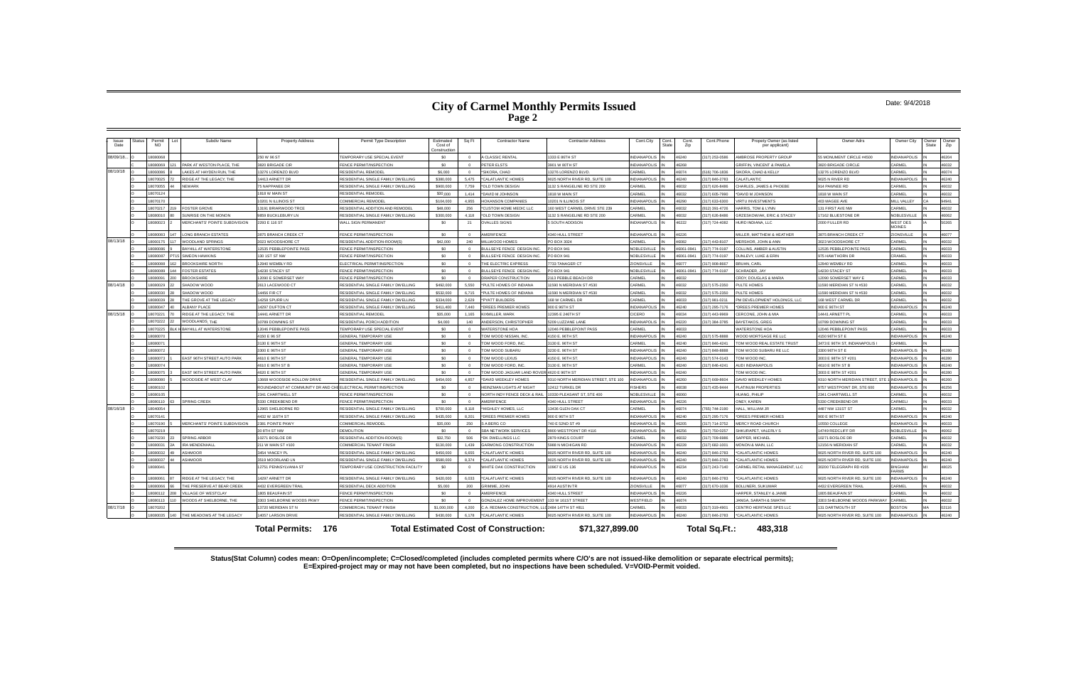# City of Carmel Monthly Permits Issued

Date: 9/4/2018

| Issue Date | Status | Permit NO | Lot | Subdiv Name | Property Address | Permit Type Description | Estimated Cost of Construction | Sq Ft | Contractor Name | Contractor Address | Cont.City | Cont. State | Cont. Zip | Cont.Phone | Property Owner (as listed per applicant) | Owner Adrs | Owner City | Owner State | Owner Zip |
|---|---|---|---|---|---|---|---|---|---|---|---|---|---|---|---|---|---|---|---|
| 08/09/18... | O | 18080068 | | | 250 W 96 ST | TEMPORARY USE SPECIAL EVENT | $0 | 0 | A CLASSIC RENTAL | 1333 E 86TH ST | INDIANAPOLIS | IN | 46240 | (317) 253-0586 | AMBROSE PROPERTY GROUP | 55 MONUMENT CIRCLE #4500 | INDIANAPOLIS | IN | 46204 |
| | C | 18080069 | 121 | PARK AT WESTON PLACE, THE | 3820 BRIGADE CIR | FENCE PERMIT/INSPECTION | $0 | 0 | PETER ELSTS | 3901 W 80TH ST | INDIANAPOLIS | IN | 46268 | | GRIFFIN, VINCENT & PAMELA | 3820 BRIGADE CIRCLE | CARMEL | IN | 46032 |
| 08/10/18 | O | 18060086 | 8 | LAKES AT HAYDEN RUN, THE | 13276 LORENZO BLVD | RESIDENTIAL REMODEL | $6,000 | 0 | *SIKORA, CHAD | 13276 LORENZO BLVD. | CARMEL | IN | 46074 | (616) 706-1836 | SIKORA, CHAD & KELLY | 13276 LORENZO BLVD | CARMEL | IN | 46074 |
| | O | 18070025 | 72 | RIDGE AT THE LEGACY, THE | 14413 ARNETT DR | RESIDENTIAL SINGLE FAMILY DWELLING | $380,000 | 5,475 | *CALATLANTIC HOMES | 9025 NORTH RIVER RD, SUITE 100 | INDIANAPOLIS | IN | 46240 | (317) 846-2783 | CALATLANTIC | 9025 N RIVER RD | INDIANAPOLIS | IN | 46240 |
| | O | 18070055 | 44 | NEWARK | 75 NAPPANEE DR | RESIDENTIAL SINGLE FAMILY DWELLING | $900,000 | 7,759 | *OLD TOWN DESIGN | 1132 S RANGELINE RD STE 200 | CARMEL | IN | 46032 | (317) 626-8486 | CHARLES, JAMES & PHOEBE | 914 PAWNEE RD | CARMEL | IN | 46032 |
| | O | 18070124 | | | 1818 W MAIN ST | RESIDENTIAL REMODEL | $30,000 | 1,414 | *DAVID M JOHNSON | 1818 W MAIN ST | CARMEL | IN | 46032 | (317) 605-7990 | *DAVID M JOHNSON | 1818 W MAIN ST | CARMEL | IN | 46032 |
| | O | 18070170 | | | 10201 N ILLINOIS ST | COMMERCIAL REMODEL | $104,000 | 4,955 | HOKANSON COMPANIES | 10201 N ILLINOIS ST | INDIANAPOLIS | IN | 46290 | (317) 633-6300 | VIRTU INVESTMENTS | 403 MAGEE AVE | MILL VALLEY | CA | 94941 |
| | O | 18070217 | 319 | FOSTER GROVE | 13191 BRIARWOOD TRCE | RESIDENTIAL ADDITION AND REMODEL | $48,000 | 256 | *CUSTOM HOME MEDIC LLC | 160 WEST CARMEL DRIVE STE 239 | CARMEL | IN | 46032 | (812) 391-4726 | HARRIS, TOM & LYNN | 131 FIRST AVE NW | CARMEL | IN | 46032 |
| | O | 18080010 | 80 | SUNRISE ON THE MONON | 9859 BUCKLEBURY LN | RESIDENTIAL SINGLE FAMILY DWELLING | $300,000 | 4,118 | *OLD TOWN DESIGN | 1132 S RANGELINE RD STE 200 | CARMEL | IN | 46032 | (317) 626-8486 | GRZESKOWIAK, ERIC & STACEY | 17162 BLUESTONE DR | NOBLESVILLE | IN | 46062 |
| | O | 18080023 | 2 | MERCHANTS' POINTE SUBDIVISION | 2293 E 116 ST | WALL SIGN PERMANENT | $0 | 21 | OVALLES SIGNS | 5 SOUTH ADDISON | INDIANAPOLIS | IN | 46222 | (317) 724-4082 | HURD INDIANA, LLC | 2000 FULLER RD | WEST DES MOINES | IA | 50265 |
| | O | 18080083 | 147 | LONG BRANCH ESTATES | 3875 BRANCH CREEK CT | FENCE PERMIT/INSPECTION | $0 | 0 | AMERIFENCE | 4340 HULL STREET | INDIANAPOLIS | IN | 46226 | | MILLER, MATTHEW & HEATHER | 3875 BRANCH CREEK CT | ZIONSVILLE | IN | 46077 |
| 08/13/18 | O | 18060175 | 117 | WOODLAND SPRINGS | 3023 WOODSHORE CT | RESIDENTIAL ADDITION-ROOM(S) | $42,000 | 240 | MILLWOOD HOMES | PO BOX 3024 | CARMEL | IN | 46082 | (317) 443-8107 | MERSHON, JOHN & ANN | 3023 WOODSHORE CT | CARMEL | IN | 46032 |
| | O | 18080086 | 9 | BAYHILL AT WATERSTONE | 12535 PEBBLEPOINTE PASS | FENCE PERMIT/INSPECTION | $0 | 0 | BULLSEYE FENCE DESIGN INC. | PO BOX 941 | NOBLESVILLE | IN | 46061-0941 | (317) 774-0197 | COLLINS, AMBER & AUSTIN | 12535 PEBBLEPOINTE PASS | CARMEL | IN | 46033 |
| | O | 18080087 | PT15 | SIMEON HAWKINS | 130 1ST ST NW | FENCE PERMIT/INSPECTION | $0 | 0 | BULLSEYE FENCE DESIGN INC. | PO BOX 941 | NOBLESVILLE | IN | 46061-0941 | (317) 774-0197 | DUNLEVY, LUKE & ERIN | 975 HAWTHORN DR | CARMEL | IN | 46033 |
| | O | 18080088 | 162 | BROOKSHIRE NORTH | 12940 WEMBLY RD | ELECTRICAL PERMIT/INSPECTION | $0 | 0 | THE ELECTRIC EXPRESS | 7733 TANAGER CT | ZIONSVILLE | IN | 46077 | (317) 908-8667 | BRUHN, CARL | 12940 WEMBLY RD | CARMEL | IN | 46033 |
| | O | 18080089 | 144 | FOSTER ESTATES | 14230 STACEY ST | FENCE PERMIT/INSPECTION | $0 | 0 | BULLSEYE FENCE DESIGN INC. | PO BOX 941 | NOBLESVILLE | IN | 46061-0941 | (317) 774-0197 | SCHRADER, JAY | 14230 STACEY ST | CARMEL | IN | 46033 |
| | O | 18080091 | 200 | BROOKSHIRE | 12090 E SOMERSET WAY | FENCE PERMIT/INSPECTION | $0 | 0 | DRAPER CONSTRUCTION | 2113 PEBBLE BEACH DR | CARMEL | IN | 46032 | | CROY, DOUGLAS & MARIA | 12090 SOMERSET WAY E | CARMEL | IN | 46033 |
| 08/14/18 | O | 18080029 | 22 | SHADOW WOOD | 2613 LACEWOOD CT | RESIDENTIAL SINGLE FAMILY DWELLING | $492,000 | 5,550 | *PULTE HOMES OF INDIANA | 11590 N MERIDIAN ST #530 | CARMEL | IN | 46032 | (317) 575-2350 | PULTE HOMES | 11590 MERIDIAN ST N #530 | CARMEL | IN | 46032 |
| | O | 18080030 | 26 | SHADOW WOOD | 14456 FIR CT | RESIDENTIAL SINGLE FAMILY DWELLING | $532,000 | 6,715 | *PULTE HOMES OF INDIANA | 11590 N MERIDIAN ST #530 | CARMEL | IN | 46032 | (317) 575-2350 | PULTE HOMES | 11590 MERIDIAN ST N #530 | CARMEL | IN | 46032 |
| | O | 18080039 | 28 | THE GROVE AT THE LEGACY | 14259 SPURR LN | RESIDENTIAL SINGLE FAMILY DWELLING | $334,000 | 2,629 | *PYATT BUILDERS | 168 W CARMEL DR | CARMEL | IN | 46033 | (317) 981-0211 | PM DEVELOPMENT HOLDINGS, LLC | 168 WEST CARMEL DR | CARMEL | IN | 46032 |
| | O | 18080047 | 40 | ALBANY PLACE | 14297 DUFTON CT | RESIDENTIAL SINGLE FAMILY DWELLING | $411,400 | 7,440 | *DREES PREMIER HOMES | 900 E 96TH ST | INDIANAPOLIS | IN | 46240 | (317) 295-7176 | *DREES PREMIER HOMES | 900 E 96TH ST | INDIANAPOLIS | IN | 46240 |
| 08/15/18 | O | 18070221 | 70 | RIDGE AT THE LEGACY, THE | 14441 ARNETT DR | RESIDENTIAL REMODEL | $35,000 | 1,165 | KIXMILLER, MARK | 12395 E 236TH ST | CICERO | IN | 46034 | (317) 443-9969 | CERCONE, JOHN & MIA | 14441 ARNETT PL | CARMEL | IN | 46033 |
| | O | 18070222 | 22 | WOODLANDS, THE | 10789 DOWNING ST | RESIDENTIAL PORCH ADDITION | $4,000 | 140 | ANDERSON, CHRISTOPHER | 5209 LUZZANE LANE | INDIANAPOLIS | IN | 46220 | (317) 384-3795 | BAYETAKOS, GREG | 10789 DOWNING ST | CARMEL | IN | 46033 |
| | O | 18070225 | BLK H | BAYHILL AT WATERSTONE | 12046 PEBBLEPOINTE PASS | TEMPORARY USE SPECIAL EVENT | $0 | 0 | WATERSTONE HOA | 12046 PEBBLEPOINT PASS | CARMEL | IN | 46033 | | WATERSTONE HOA | 12046 PEBBLEPOINT PASS | CARMEL | IN | 46033 |
| | O | 18080070 | 46240 | | 4150 E 96 ST | GENERAL TEMPORARY USE | $0 | 0 | TOM WOOD NISSAN, INC. | 4150 E. 96TH ST. | INDIANAPOLIS | IN | 46240 | (317) 575-8888 | WOOD MORTGAGE RE LLC | 4150 96TH ST E | INDIANAPOLIS | IN | 46240 |
| | O | 18080071 | | | 3130 E 96TH ST | GENERAL TEMPORARY USE | $0 | 0 | TOM WOOD FORD, INC. | 3130 E. 96TH ST | CARMEL | IN | 46240 | (317) 846-4241 | TOM WOOD REAL ESTATE TRUST | 3473 E 96TH ST, INDIANAPOLIS I | CARMEL | IN | |
| | O | 18080072 | | | 3300 E 96TH ST | GENERAL TEMPORARY USE | $0 | 0 | TOM WOOD SUBARU | 3230 E. 96TH ST | INDIANAPOLIS | IN | 46240 | (317) 848-8888 | TOM WOOD SUBARU RE LLC | 3300 96TH ST E | INDIANAPOLIS | IN | 46280 |
| | O | 18080073 | 1 | EAST 96TH STREET AUTO PARK | 4610 E 96TH ST | GENERAL TEMPORARY USE | $0 | 0 | TOM WOOD LEXUS | 4150 E. 96TH ST | INDIANAPOLIS | IN | 46240 | (317) 574-0143 | TOM WOOD INC | 3003 E 98TH ST #201 | INDIANAPOLIS | IN | 46280 |
| | O | 18080074 | | | 4610 E 96TH ST B | GENERAL TEMPORARY USE | $0 | 0 | TOM WOOD FORD, INC. | 3130 E. 96TH ST | CARMEL | IN | 46240 | (317) 846-4241 | AUDI INDIANAPOLIS | 4610 E 96TH ST B | INDIANAPOLIS | IN | 46240 |
| | O | 18080075 | 3 | EAST 96TH STREET AUTO PARK | 4620 E 96TH ST | GENERAL TEMPORARY USE | $0 | 0 | TOM WOOD JAGUAR LAND ROVER | 4620 E 96TH ST | INDIANAPOLIS | IN | 46240 | | TOM WOOD INC. | 3003 E 98TH ST #201 | INDIANAPOLIS | IN | 46280 |
| | O | 18080080 | 5 | WOODSIDE AT WEST CLAY | 13668 WOODSIDE HOLLOW DRIVE | RESIDENTIAL SINGLE FAMILY DWELLING | $454,000 | 4,857 | *DAVID WEEKLEY HOMES | 9310 NORTH MERIDIAN STREET, STE 100 | INDIANAPOLIS | IN | 46260 | (317) 669-8604 | DAVID WEEKLEY HOMES | 9310 NORTH MERIDIAN STREET, STE 1 | INDIANAPOLIS | IN | 46260 |
| | C | 18080102 | | | ROUNDABOUT AT COMMUNITY DR AND CHE | ELECTRICAL PERMIT/INSPECTION | $0 | 0 | HEINZMAN LIGHTS AT NIGHT | 12412 TURKEL DR | FISHERS | IN | 46038 | (317) 430-9444 | PLATINUM PROPERTIES | 9757 WESTPOINT DR, STE 600 | INDIANAPOLIS | IN | 46256 |
| | O | 18080105 | | | 2341 CHARTWELL ST | FENCE PERMIT/INSPECTION | $0 | 0 | NORTH INDY FENCE DECK & RAIL | 10330 PLEASANT ST, STE 400 | NOBLESVILLE | IN | 46060 | | HUANG, PHILIP | 2341 CHARTWELL ST | CARMEL | IN | 46032 |
| | O | 18080110 | 63 | SPRING CREEK | 5330 CREEKBEND DR | FENCE PERMIT/INSPECTION | $0 | 0 | AMERIFENCE | 4340 HULL STREET | INDIANAPOLIS | IN | 46226 | | ONEY, KAREN | 5330 CREEKBEND DR | CARMELI | IN | 46033 |
| 08/16/18 | O | 18040054 | | | 12965 SHELBORNE RD | RESIDENTIAL SINGLE FAMILY DWELLING | $700,000 | 8,118 | *HIGHLEY HOMES, LLC | 13436 GLEN OAK CT | CARMEL | IN | 46074 | (765) 744-2190 | HALL, WILLIAM JR | 4487 NW 131ST ST | CARMEL | IN | 46032 |
| | O | 18070141 | | | 4432 W 116TH ST | RESIDENTIAL SINGLE FAMILY DWELLING | $435,000 | 8,201 | *DREES PREMIER HOMES | 900 E 96TH ST | INDIANAPOLIS | IN | 46240 | (317) 295-7176 | *DREES PREMIER HOMES | 900 E 96TH ST | INDIANAPOLIS | IN | 46240 |
| | O | 18070190 | 5 | MERCHANTS' POINTE SUBDIVISION | 2381 POINTE PKWY | COMMERCIAL REMODEL | $35,000 | 250 | S A BERG CO | 740 E 52ND ST #9 | INDIANAPOLIS | IN | 46205 | (317) 714-3752 | MERCY ROAD CHURCH | 10550 COLLEGE | INDIANAPOLIS | IN | 46033 |
| | C | 18070219 | | | 30 6TH ST NW | DEMOLITION | $0 | 0 | SBA NETWORK SERVICES | 9900 WESTPOINT DR #116 | INDIANAPOLIS | IN | 46256 | (317) 750-0257 | SHKURAPET, VALERLY S | 14749 REDCLIFF DR | NOBLESVILLE | IN | 46062 |
| | O | 18070238 | 23 | SPRING ARBOR | 10271 BOSLOE DR | RESIDENTIAL ADDITION-ROOM(S) | $32,750 | 509 | *DK DWELLINGS LLC | 2879 KINGS COURT | CARMEL | IN | 46032 | (317) 709-6986 | SAPPER, MICHAEL | 10271 BOSLOE DR | CARMEL | IN | 46032 |
| | O | 18080031 | 2A | IRA MENDENHALL | 211 W MAIN ST #100 | COMMERCIAL TENANT FINISH | $130,000 | 1,439 | GARMONG CONSTRUCTION | 5988 N MICHIGAN RD | INDIANAPOLIS | IN | 46228 | (317) 682-1001 | MONON & MAIN, LLC | 12156 N MERIDIAN ST | CARMEL | IN | 46032 |
| | O | 18080032 | 49 | ASHMOOR | 3454 YANCEY PL | RESIDENTIAL SINGLE FAMILY DWELLING | $450,000 | 6,655 | *CALATLANTIC HOMES | 9025 NORTH RIVER RD, SUITE 100 | INDIANAPOLIS | IN | 46240 | (317) 846-2783 | *CALATLANTIC HOMES | 9025 NORTH RIVER RD, SUITE 100 | INDIANAPOLIS | IN | 46240 |
| | O | 18080037 | 44 | ASHMOOR | 3519 MOORLAND LN | RESIDENTIAL SINGLE FAMILY DWELLING | $580,000 | 8,374 | *CALATLANTIC HOMES | 9025 NORTH RIVER RD, SUITE 100 | INDIANAPOLIS | IN | 46240 | (317) 846-2783 | *CALATLANTIC HOMES | 9025 NORTH RIVER RD, SUITE 100 | INDIANAPOLIS | IN | 46240 |
| | O | 18080041 | | | 12751 PENNSYLVANIA ST | TEMPORARY USE CONSTRUCTION FACILITY | $0 | 0 | WHITE OAK CONSTRUCTION | 10967 E US 136 | INDIANAPOLIS | IN | 46234 | (317) 243-7140 | CARMEL RETAIL MANAGEMENT, LLC | 30200 TELEGRAPH RD #205 | BINGHAM FARMS | MI | 48025 |
| | O | 18080061 | 87 | RIDGE AT THE LEGACY, THE | 14297 ARNETT DR | RESIDENTIAL SINGLE FAMILY DWELLING | $420,000 | 6,033 | *CALATLANTIC HOMES | 9025 NORTH RIVER RD, SUITE 100 | INDIANAPOLIS | IN | 46240 | (317) 846-2783 | *CALATLANTIC HOMES | 9025 NORTH RIVER RD, SUITE 100 | INDIANAPOLIS | IN | 46240 |
| | O | 18080066 | 66 | THE PRESERVE AT BEAR CREEK | 4432 EVERGREEN TRAIL | RESIDENTIAL DECK ADDITION | $5,000 | 200 | GRIMME, JOHN | 4914 AUSTIN TR | ZIONSVILLE | IN | 46077 | (317) 670-1036 | BOLLINERI, SUKUMAR | 4432 EVERGREEN TRAIL | CARMEL | IN | 46032 |
| | O | 18080112 | 208 | VILLAGE OF WESTCLAY | 1805 BEAUFAIN ST | FENCE PERMIT/INSPECTION | $0 | 0 | AMERIFENCE | 4340 HULL STREET | INDIANAPOLIS | IN | 46226 | | HARPER, STANLEY & JAIME | 1805 BEAUFAIN ST | CARMEL | IN | 46032 |
| | O | 18080113 | 110 | WOODS AT SHELBORNE, THE | 3303 SHELBORNE WOODS PKWY | FENCE PERMIT/INSPECTION | $0 | 0 | GONZALEZ HOME IMPROVEMENT | 133 W 161ST STREET | WESTFIELD | IN | 46074 | | JANGA, SARATH & SWATHI | 3303 SHELBORNE WOODS PARKWAY | CARMEL | IN | 46032 |
| 08/17/18 | O | 18070202 | | | 13720 MERIDIAN ST N | COMMERCIAL TENANT FINISH | $1,000,000 | 4,200 | C. A. REDMAN CONSTRUCTION, LLC | 2484 14TTH ST #811 | CARMEL | IN | 46033 | (317) 319-4901 | CENTRO HERITAGE SPES LLC | 131 DARTMOUTH ST | BOSTON | MA | 02116 |
| | O | 18080035 | 140 | THE MEADOWS AT THE LEGACY | 14057 LARSON DRIVE | RESIDENTIAL SINGLE FAMILY DWELLING | $430,000 | 6,178 | *CALATLANTIC HOMES | 9025 NORTH RIVER RD, SUITE 100 | INDIANAPOLIS | IN | 46240 | (317) 846-2783 | *CALATLANTIC HOMES | 9025 NORTH RIVER RD, SUITE 100 | INDIANAPOLIS | IN | 46240 |

**Total Permits: 176 Total Estimated Cost of Construction: $71,327,899.00 Total Sq.Ft.: 483,318**

**Status(Stat Column) codes mean: O=Open/incomplete; C=Closed/completed (includes completed permits where C/O's are not issued-like demolition or separate electrical permits); E=Expired-project may or may not have been completed, but no inspections have been scheduled. V=VOID-Permit voided.**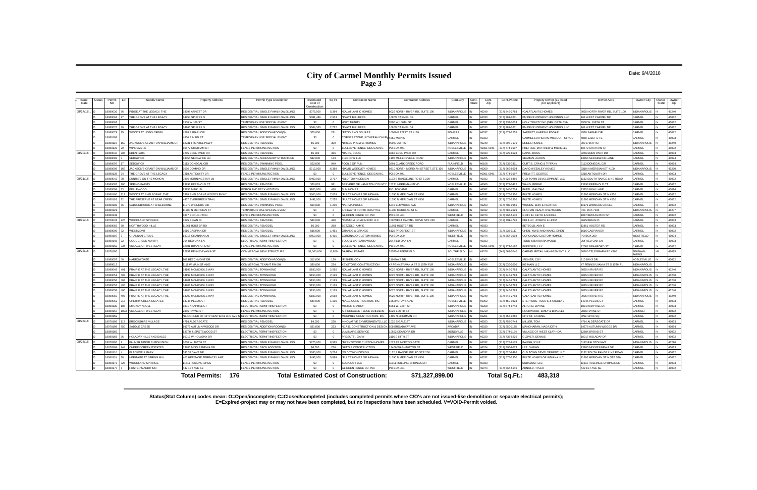# City of Carmel Monthly Permits Issued

## Page 3

Date: 9/4/2018

| Issue Date | Status | Permit NO | Lot | Subdiv Name | Property Address | Permit Type Description | Estimated Cost of Construction | Sq Ft | Contractor Name | Contractor Address | Cont.City | Cont. State | Cont. Zip | Cont.Phone | Propety Owner (as listed per applicant) | Owner Adrs | Owner City | Owner State | Owner Zip |
|---|---|---|---|---|---|---|---|---|---|---|---|---|---|---|---|---|---|---|---|
| 08/17/18... | O | 18080036 | 86 | RIDGE AT THE LEGACY, THE | 14298 ARNETT DR | RESIDENTIAL SINGLE FAMILY DWELLING | $375,000 | 5,394 | *CALATLANTIC HOMES | 9025 NORTH RIVER RD, SUITE 100 | INDIANAPOLIS | IN | 46240 | (317) 846-2783 | *CALATLANTIC HOMES | 9025 NORTH RIVER RD, SUITE 100 | INDIANAPOLIS | IN | 46240 |
| | O | 18080063 | 27 | THE GROVE AT THE LEGACY | 14254 SPURR LN | RESIDENTIAL SINGLE FAMILY DWELLING | $381,486 | 2,913 | *PYATT BUILDERS | 168 W CARMEL DR | CARMEL | IN | 46033 | (317) 981-0211 | PM DEVELOPMENT HOLDINGS, LLC | 168 WEST CARMEL DR | CARMEL | IN | 46032 |
| | O | 18080067 | | | 3500 W 106 ST | TEMPORARY USE SPECIAL EVENT | $0 | 0 | HOLY TRINITY | 3500 W 106TH ST | CARMEL | IN | 46032 | (317) 710-3033 | HOLY TRINITY INC.(GRK.ORTH.CH) | 3500 W. 106TH ST. | CARMEL | IN | 46032 |
| | O | 18080076 | 30 | THE GROVE AT THE LEGACY | 14266 SPURR LN | RESIDENTIAL SINGLE FAMILY DWELLING | $364,365 | 2,722 | *PYATT BUILDERS | 168 W CARMEL DR | CARMEL | IN | 46033 | (317) 981-0211 | PM DEVELOPMENT HOLDINGS, LLC | 168 WEST CARMEL DR | CARMEL | IN | 46032 |
| | O | 18080079 | 15 | WOODS AT LIONS CREEK | 4578 SAFARI CIR | RESIDENTIAL ADDITION-ROOM(S) | $70,000 | 221 | *PATIO ENCLOSURES | 10080 E 121ST ST #139 | FISHERS | IN | 46037 | (317) 579-2255 | SARRATT, KAREN & EDGAR | 4578 SAFARI CIR | CARMEL | IN | 46032 |
| | O | 18080108 | | | 4850 E MAIN ST | TEMPORARY USE SPECIAL EVENT | $0 | 0 | CORNERSTONE LUTHERAN CHURCH | 4850 MAIN ST | CARMEL | IN | 46033 | | CARMEL LUTHERAN MISSOURI SYNOD | 4850 131ST ST E | CARMEL | IN | 46033 |
| | O | 18080118 | 150 | JACKSON'S GRANT ON WILLIAMS CR | 12231 FRENZEL PKWY | RESIDENTIAL REMODEL | $6,000 | 300 | *DREES PREMIER HOMES | 900 E 96TH ST | INDIANAPOLIS | IN | 46240 | (317) 295-7176 | DREES HOMES | 900 E 96TH ST | INDIANAPOLIS | IN | 46240 |
| | O | 18080123 | 29 | WINDEMERE | 10572 CHATHAM CT | FENCE PERMIT/INSPECTION | $0 | 0 | BULLSEYE FENCE DESIGN INC. | PO BOX 941 | NOBLESVILLE | IN | 46061-0941 | (317) 774-0197 | PHEFFER, MATTHEW & MICHELLE | 10572 CHATHAM CT | CARMEL | IN | 46032 |
| 08/20/18 | O | 18080040 | 206 | EDEN PARK | 3265 EDEN PARK DR | RESIDENTIAL REMODEL | $5,000 | 336 | *RAINS, DOUG | 3265 EDEN PARK DR | CARMEL | IN | 46033 | (317) 922-6528 | RAINS, DOUG | 3265 EDEN PARK DR | CARMEL | IN | 46033 |
| | O | 18080082 | 7 | SEDGWICK | 13354 SEDGWICK LN | RESIDENTIAL ACCESSORY STRUCTURE | $82,000 | 163 | 317GROW LLC | 4195 MILLERSVILLE ROAD | INDIANAPOLIS | IN | 46205 | | SEAMAN, AARON | 13354 SEDGWICK LANE | CARMEL | IN | 46074 |
| | O | 18080097 | 17 | SEDGWICK | 3113 DONEGAL CIR | RESIDENTIAL SWIMMING POOL | $52,000 | 949 | POOLS OF FUN | 3891 CLARK CREEK ROAD | PLAINFIELD | IN | 46168 | (317) 838-3311 | CURTIS, CRAIG & TIFFANY | 3113 DONEGAL CIR | CARMEL | IN | 46074 |
| | O | 18080099 | 169 | JACKSON'S GRANT ON WILLIAMS CR | 1066 DOMINO DR | RESIDENTIAL SINGLE FAMILY DWELLING | $712,000 | 6,389 | *DAVID WEEKLEY HOMES | 9310 NORTH MERIDIAN STREET, STE 100 | INDIANAPOLIS | IN | 46260 | (317) 669-8604 | DAVID WEEKLEY HOMES | 9310 N MERIDIAN ST #100 | INDIANAPOLIS | IN | 46260 |
| | O | 18080128 | 24 | THE GROVE AT THE LEGACY | 7218 ANTIQUITY DR | FENCE PERMIT/INSPECTION | $0 | 0 | BULLSEYE FENCE DESIGN INC. | PO BOX 941 | NOBLESVILLE | IN | 46061-0941 | (317) 774-0197 | PREWITT, GEORGE | 7218 ANTIQUITY DR | CARMEL | IN | 46033 |
| 08/21/18 | O | 18080042 | 78 | SUNRISE ON THE MONON | 9856 MORNINGSTAR LN | RESIDENTIAL SINGLE FAMILY DWELLING | $400,000 | 2,717 | *OLD TOWN DESIGN | 1132 S RANGELINE RD STE 200 | CARMEL | IN | 46032 | (317) 626-8486 | OLD TOWN DEVELOPMENT, LLC | 1132 SOUTH RANGE LINE ROAD | CARMEL | IN | 46032 |
| | O | 18080085 | 100 | SPRING FARMS | 13293 FREEHOLD CT | RESIDENTIAL REMODEL | $20,863 | 931 | SERVPRO OF HAMILTON COUNTY | 15231 HERRIMAN BLVD | NOBLESVILLE | IN | 46060 | (317) 773-0422 | WANG, BERNE | 13293 FREEHOLD CT | CARMEL | IN | 46032 |
| | O | 18080098 | 33 | BELLEWOOD | 13256 MINK LN | PORCH AND DECK ADDITION | $200,000 | 418 | SLM HOMES | P.O. BOX 4102 | CARMEL | IN | 46082 | (317) 846-7709 | PATEL, GAUTAM | 13256 MINK LANE | CARMEL | IN | 46074 |
| | O | 18080100 | 117 | WOODS AT SHELBORNE, THE | 3328 SHELBORNE WOODS PKWY | RESIDENTIAL SINGLE FAMILY DWELLING | $605,500 | 7,003 | *PULTE HOMES OF INDIANA | 11590 N MERIDIAN ST #530 | CARMEL | IN | 46032 | (317) 575-2350 | PULTE HOMES | 11590 MERIDIAN ST N #530 | CARMEL | IN | 46032 |
| | O | 18080101 | 72 | THE PRESERVE AT BEAR CREEK | 4437 EVERGREEN TRAIL | RESIDENTIAL SINGLE FAMILY DWELLING | $492,000 | 7,255 | *PULTE HOMES OF INDIANA | 11590 N MERIDIAN ST #530 | CARMEL | IN | 46032 | (317) 575-2350 | PULTE HOMES | 11590 MERIDIAN ST N #530 | CARMEL | IN | 46032 |
| | O | 18080106 | 66 | SADDLEBROOK AT SHELBORNE | 11979 WINNERS CIR | RESIDENTIAL SWIMMING POOL | $50,000 | 1,200 | *PERMA POOLS | 5245 ELMWOOD AVE | INDIANAPOLIS | IN | 46203 | (317) 782-9956 | WOODS, ERIK & HEATHER | 11979 WINNERS CIRCLE | CARMEL | IN | 46032 |
| | O | 18080121 | | | 11700 N MERIDIAN ST | TEMPORARY USE SPECIAL EVENT | $0 | 0 | IU HEALTH NORTH HOSPITAL | 11700 MERIDIAN ST N | CARMEL | IN | 46032 | (317) 688-2629 | CLARIAN HEALTH PARTNERS | P.O. BOX 7195 | INDIANAPOLIS | IN | 46207 |
| | O | 18080131 | | | 1887 BROUGHTON | FENCE PERMIT/INSPECTION | $0 | 0 | GLIDDEN FENCE CO, INC | PO BOX 481 | WESTFIELD | IN | 46074 | (317) 867-5140 | GRIFFIN, KEITH & NICOLE | 1887 BROUGHTON ST | CARMEL | IN | 46032 |
| 08/22/18 | O | 18070031 | 326 | WOODLAND SPRINGS | 3625 BRIAN PL | RESIDENTIAL REMODEL | $40,000 | 420 | *CUSTOM HOME MEDIC LLC | 160 WEST CARMEL DRIVE STE 239 | CARMEL | IN | 46032 | (812) 391-4726 | DELILLO, JOSEPH & LINDA | 3625 BRIAN PL | CARMEL | IN | 46033 |
| | O | 18080065 | 88 | NORTHWOOD HILLS | 11861 HOSTER RD | RESIDENTIAL REMODEL | $6,000 | 288 | BETZOLD, AMY E | 11861 HOSTER RD | CARMEL | IN | 46033 | | BETZOLD, AMY E | 11861 HOSTER RD | CARMEL | IN | 46033 |
| | O | 18080095 | 72 | WESTMONT | 1616 CASPIAN DR | RESIDENTIAL REMODEL | $15,000 | 1,451 | GRANDE & GRANDE | 6125 PROSPECT ST. | INDIANAPOLIS | IN | 46203 | (317) 523-1117 | CHEN, YIWEI AND WANG, SHEN | 1616 CASPIAN DR | CARMEL | IN | 46032 |
| | O | 18080107 | 3 | GRANNAN GROVE | 14015 GRANNAN LN | RESIDENTIAL SINGLE FAMILY DWELLING | $450,000 | 5,419 | CORONADO CUSTOM HOMES | PO BOX 209 | WESTFIELD | IN | 46074 | (317) 557-3004 | CORONADO CUSTOM HOMES | PO BOX 209 | WESTFIELD | IN | 46074 |
| | O | 18080148 | 22 | COOL CREEK NORTH | 264 RED OAK LN | ELECTRICAL PERMIT/INSPECTION | $0 | 0 | TODD & BARBARA WOOD | 264 RED OAK LN | CARMEL | IN | 46033 | | TODD & BARBARA WOOD | 264 RED OAK LN | CARMEL | IN | 46033 |
| | O | 18080152 | 734 | VILLAGE OF WESTCLAY | 12581 BRANFORD ST | FENCE PERMIT/INSPECTION | $0 | 0 | BULLSEYE FENCE DESIGN INC. | PO BOX 941 | NOBLESVILLE | IN | 46061-0941 | (317) 774-0197 | BUERGER, LILY | 12581 BRANFORD ST | CARMEL | IN | 46032 |
| 08/23/18 | O | 18070100 | | | 13751 PENNSYLVANIA ST | COMMERCIAL NEW STRUCTURE | $1,000,000 | 11,650 | DA REAL ESTATE | 28575 GREENFIELD | SOUTHFIELD | MI | 48076 | (248) 569-7040 | CARMEL RETAIL MANAGEMENT, LLC | 30200 TELEGRAPH RD #205 | BINGHAM FARMS | MI | 48025 |
| | O | 18080007 | 50 | HARROWGATE | 102 BEECHMONT DR | RESIDENTIAL ADDITION-ROOM(S) | $12,000 | 120 | *FISHER, COY | 210 BAYS DR | NOBLESVILLE | IN | 46062 | | *FISHER, COY | 210 BAYS DR | NOBLESVILLE | IN | 46062 |
| | O | 18080013 | | | 1111 W MAIN ST #165 | COMMERCIAL TENANT FINISH | $30,000 | 234 | KEYSTONE CONSTRUCTION | 47 PENNSYLVANIA ST S 10TH FLR | INDIANAPOLIS | IN | 46204 | (317) 636-2000 | KG MAIN LLC | 47 PENNSYLVANIA ST S 10TH FL | INDIANAPOLIS | | |
| | O | 18080048 | 401 | PRAIRIE AT THE LEGACY, THE | 14195 MCNICHOLS WAY | RESIDENTIAL TOWNHOME | $180,000 | 2,565 | *CALATLANTIC HOMES | 9025 NORTH RIVER RD, SUITE 100 | INDIANAPOLIS | IN | 46240 | (317) 846-2783 | CALATLANTIC HOMES | 9025 N RIVER RD | INDIANAPOLIS | IN | 46240 |
| | O | 18080051 | 403 | PRAIRIE AT THE LEGACY, THE | 14199 MCNICHOLS WAY | RESIDENTIAL TOWNHOME | $150,000 | 2,129 | *CALATLANTIC HOMES | 9025 NORTH RIVER RD, SUITE 100 | INDIANAPOLIS | IN | 46240 | (317) 846-2783 | CALATLANTIC HOMES | 9025 N RIVER RD | INDIANAPOLIS | IN | 46240 |
| | O | 18080056 | 404 | PRAIRIE AT THE LEGACY, THE | 14201 MCNICHOLS WAY | RESIDENTIAL TOWNHOME | $150,000 | 2,129 | *CALATLANTIC HOMES | 9025 NORTH RIVER RD, SUITE 100 | INDIANAPOLIS | IN | 46240 | (317) 846-2783 | CALATLANTIC HOMES | 9025 N RIVER RD | INDIANAPOLIS | IN | 46240 |
| | O | 18080057 | 405 | PRAIRIE AT THE LEGACY, THE | 14203 MCNICHOLS WAY | RESIDENTIAL TOWNHOME | $150,000 | 2,129 | *CALATLANTIC HOMES | 9025 NORTH RIVER RD, SUITE 100 | INDIANAPOLIS | IN | 46240 | (317) 846-2783 | CALATLANTIC HOMES | 9025 N RIVER RD | INDIANAPOLIS | IN | 46240 |
| | O | 18080058 | 406 | PRAIRIE AT THE LEGACY, THE | 14205 MCNICHOLS WAY | RESIDENTIAL TOWNHOME | $150,000 | 2,129 | *CALATLANTIC HOMES | 9025 NORTH RIVER RD, SUITE 100 | INDIANAPOLIS | IN | 46240 | (317) 846-2783 | CALATLANTIC HOMES | 9025 N RIVER RD | INDIANAPOLIS | IN | 46240 |
| | O | 18080059 | 407 | PRAIRIE AT THE LEGACY, THE | 14207 MCNICHOLS WAY | RESIDENTIAL TOWNHOME | $180,000 | 2,558 | *CALATLANTIC HOMES | 9025 NORTH RIVER RD, SUITE 100 | INDIANAPOLIS | IN | 46240 | (317) 846-2783 | CALATLANTIC HOMES | 9025 N RIVER RD | INDIANAPOLIS | IN | 46240 |
| | O | 18080062 | 215 | CHERRY CREEK ESTATES | 14045 PECOS CT | RESIDENTIAL REMODEL | $40,000 | 1,100 | *SAGE CONSTRUCTION, INC | 16529 GRAY ROAD | NOBLESVILLE | IN | 46062 | (317) 450-0603 | STEPHENS, TODD E & NICOLA J | 14045 PECOS CT | CARMEL | IN | 46033 |
| | O | 18080139 | 106 | SMOKEY KNOLL | 1831 KNAPHILL CT | ELECTRICAL PERMIT/INSPECTION | $0 | 0 | MISTER SPARKY | 5561 W. 74TH ST | INDIANAPOLIS | IN | 46268 | (317) 874-8746 | ALFORD, WAYNE | 1831 KNAPHILL DR | CARMEL | IN | 46033 |
| | O | 18080157 | 1023 | VILLAGE OF WESTCLAY | 2886 HAYNE ST | FENCE PERMIT/INSPECTION | $0 | 0 | AFFORDABLE FENCE BUILDERS | 6023 E 26TH ST | INDIANAPOLIS | IN | 46219 | | ROCKWOOD, EMILY & BRADLEY | 2886 HAYNE ST | CARMELl | IN | 46032 |
| | O | 18080159 | | | NE CORNER OF CITY CENTER & 3RD AVE SW | ELECTRICAL PERMIT/INSPECTION | $0 | 0 | MORPHEY CONSTRUCTION, INC | 1499 N SHERMAN DR | INDIANAPOLIS | IN | 46201 | (317) 356-9250 | CITY OF CARMEL | ONE CIVIC SQ | CARMEL | IN | 46032 |
| 08/24/18 | O | 18070195 | 112 | BROOKSHIRE VILLAGE | 4714 ALDERSGATE | RESIDENTIAL REMODEL | $4,000 | 220 | INNOVATIVE ENVIRONMENTS, LLC | 1025 S GALE ST | INDIANAPOLIS | IN | 46203 | (317) 759-3744 | MILLER, TOM | 4714 ALDERSGATE DR | CARMEL | IN | 46033 |
| | O | 18070199 | 250 | SADDLE CREEK | 14276 AUTUMN WOODS DR | RESIDENTIAL ADDITION-ROOM(S) | $21,000 | 223 | *C.A.D. CONSTRUCTION & DESIGN, LLC | 508 BROADWAY AVE | ARCADIA | IN | 46030 | (317) 650-1175 | MANOHARAN, NAGAJOTHI | 14276 AUTUMN WOODS DR | CARMEL | IN | 46074 |
| | O | 18080166 | | | 136TH & SPORTSWOOD ST | ELECTRICAL PERMIT/INSPECTION | $0 | 0 | LUMINAIRE SERVICE | 10652 DEANDRA DR | ZIONSVILLE | IN | 46077 | (317) 574-1164 | VILLAGE OF WEST CLAY HOA | 12884 BROAD ST | CARMEL | IN | 46032 |
| | O | 18080168 | 56 | HOLADAY HILLS AND DALES | 10017 W HOLADAY DR | ELECTRICAL PERMIT/INSPECTION | $0 | 0 | PRESUTTI, GARY | 2316 E 54TH ST | INDIANAPOLIS | IN | 46220 | (317) 738-5226 | GLOVER, DENNIS | 10017 HOLADAY DR | CARMEL | IN | 46032 |
| 08/27/18 | O | 18070200 | 2 | PALMER MINOR SUBDIVISION | 1050 W. 106TH ST | RESIDENTIAL SINGLE FAMILY DWELLING | $875,000 | 8,565 | *BRENTWOOD CUSTOM HOMES | 1027 PRINCETON GATE | CARMEL | IN | 46032 | (317) 575-9178 | BAUGH, KYLE | 6122 RALSTON AVE | INDIANAPOLIS | IN | 46220 |
| | O | 18070208 | 244 | CHERRY CREEK ESTATES | 13885 MISSISSINEWA DR | RESIDENTIAL DECK ADDITION | $6,500 | 256 | *HITTLE CONSTRUCTION | 17466 WASHINGTON ST | WESTFIELD | IN | 46074 | (317) 896-9073 | LEE, SHAWN | 13885 MISSISSINEWA DR | CARMEL | IN | 46033 |
| | O | 18080116 | 4 | BLACKWELL PARK | 546 3RD AVE NE | RESIDENTIAL SINGLE FAMILY DWELLING | $680,000 | 5,724 | *OLD TOWN DESIGN | 1132 S RANGELINE RD STE 200 | CARMEL | IN | 46032 | (317) 626-8486 | OLD TOWN DEVELOPMENT, LLC | 1132 SOUTH RANGE LINE ROAD | CARMEL | IN | 46032 |
| | O | 18080124 | 38 | HERITAGE AT SPRING MILL | 400 HERITAGE TERRACE LANE | RESIDENTIAL SINGLE FAMILY DWELLING | $493,000 | 5,899 | *PULTE HOMES OF INDIANA | 11590 N MERIDIAN ST #530 | CARMEL | IN | 46032 | (317) 575-2350 | PULTE HOMES OF INDIANA LLC | 11590 MERIDIAN ST N STE 530 | CARMEL | IN | 46032 |
| | O | 18080173 | 326 | WOODLAND SPRINGS | 11611 ROLLING SPGS | FENCE PERMIT/INSPECTION | $0 | 0 | SUDAJUST LLC | 11611 ROLLING SPRINGS DR | CARMEL | IN | 46033 | | SUDAJUST LLC | 11611 ROLLINGS SPRINGS DR | CARMEL | IN | 46033 |
| | O | 18080177 | 8 | FOSTER'S ADDITION | 442 1ST AVE SE | FENCE PERMIT/INSPECTION | $0 | 0 | GLIDDEN FENCE CO, INC | PO BOX 481 | WESTFIELD | IN | 46074 | (317) 867-5140 | ARNOLD, TYLER | 442 1ST AVE SE | CARMEL | IN | 46032 |

**Total Permits: 176** **Total Estimated Cost of Construction: $71,327,899.00** **Total Sq.Ft.: 483,318**

**Status(Stat Column) codes mean: O=Open/incomplete; C=Closed/completed (includes completed permits where C/O's are not issued-like demolition or separate electrical permits); E=Expired-project may or may not have been completed, but no inspections have been scheduled. V=VOID-Permit voided.**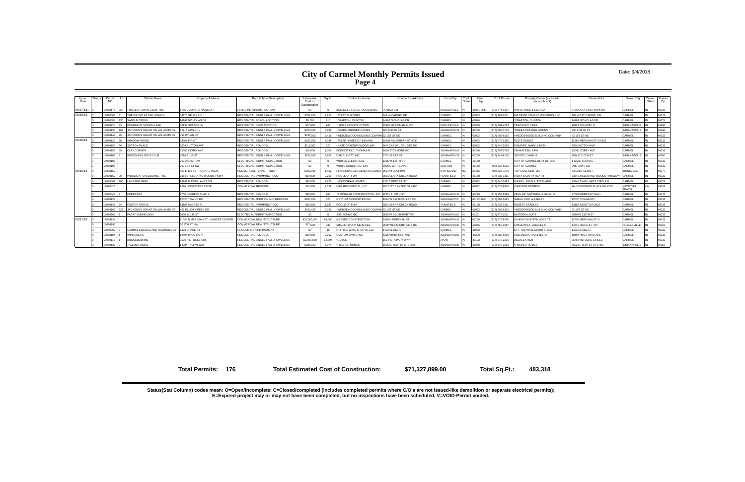# City of Carmel Monthly Permits Issued
## Page 4

Date: 9/4/2018

| Issue Date | Status | Permit NO | Lot | Subdiv Name | Property Address | Permit Type Description | Estimated Cost of Construction | Sq Ft | Contractor Name | Contractor Address | Cont.City | Cont. State | Cont. Zip | Cont.Phone | Propety Owner (as listed per applicant) | Owner Adrs | Owner City | Owner State | Owner Zip |
|---|---|---|---|---|---|---|---|---|---|---|---|---|---|---|---|---|---|---|---|
| 08/27/18... | O | 18080178 | 250 | TRAILS AT AVIAN GLEN, THE | 5786 COOPERS HAWK DR | FENCE PERMIT/INSPECTION | $0 | 0 | BULLSEYE FENCE DESIGN INC. | PO BOX 941 | NOBLESVILLE | IN | 46061-0941 | (317) 774-0197 | WHITE, MIKE & GLENDA | 5786 COOPERS HAWK DR | CARMEL | IN | 46033 |
| 08/28/18 | O | 18070065 | 31 | THE GROVE AT THE LEGACY | 14270 SPURR LN | RESIDENTIAL SINGLE FAMILY DWELLING | $354,000 | 2,915 | *PYATT BUILDERS | 168 W CARMEL DR | CARMEL | IN | 46033 | (317) 981-0211 | PM DEVELOPMENT HOLDINGS, LLC | 168 WEST CARMEL DR | CARMEL | IN | 46032 |
| | O | 18070084 | 136 | SADDLE CREEK | 14167 NICHOLAS DR | RESIDENTIAL PORCH ADDITION | $5,000 | 210 | *CRAFTON, CLINTON | 14167 NICHOLAS DR | CARMEL | IN | 46074 | | *CRAFTON, CLINTON | 14167 NICHOLAS DR | CARMEL | IN | 46074 |
| | O | 18070224 | 33 | BONBAR AT MONON LAKE | 10137 SOLACE LN | RESIDENTIAL DECK ADDITION | $17,650 | 265 | *LUNAR CONSTRUCTION | 15266 HERRIMAN BLVD | NOBLESVILLE | IN | 46060 | (317) 294-4253 | TEACHOUT, TERA | 10137 SOLACE LN | INDIANAPOLIS | IN | 46280 |
| | O | 18080130 | 167 | JACKSON'S GRANT ON WILLIAMS CR | 12216 AMS RUN | RESIDENTIAL SINGLE FAMILY DWELLING | $750,000 | 4,695 | *DREES PREMIER HOMES | 900 E 96TH ST | INDIANAPOLIS | IN | 46240 | (317) 295-7176 | *DREES PREMIER HOMES | 900 E 96TH ST | INDIANAPOLIS | IN | 46240 |
| | O | 18080147 | 25 | JACKSON'S GRANT ON WILLIAMS CR | 498 DYLAN DR | RESIDENTIAL SINGLE FAMILY DWELLING | $745,000 | 6,418 | *WEDGEWOOD BUILDING COMPANY | 32 1ST ST NE | CARMEL | IN | 46032 | (317) 669-6315 | *WEDGEWOOD BUILDING COMPANY | 32 1ST ST NE | CARMEL | IN | 46032 |
| 08/29/18 | O | 18080125 | 26 | SHADOW WOOD | 14468 FIR CT | RESIDENTIAL SINGLE FAMILY DWELLING | $427,000 | 4,349 | *PULTE HOMES OF INDIANA | 11590 N MERIDIAN ST #530 | CARMEL | IN | 46032 | (317) 575-2350 | PULTE HOMES | 11590 MERIDIAN ST N #530 | CARMEL | IN | 46032 |
| | O | 18080150 | 76 | SUTTON PLACE | 2554 SUTTON AVE | RESIDENTIAL REMODEL | $116,000 | 620 | *CASE DESIGN/REMODELING | 99 E CARMEL DR., STE 100 | CARMEL | IN | 46032 | (317) 846-2600 | DISMORE, MARK & BETH | 2554 SUTTON AVE | CARMEL | IN | 46032 |
| | O | 18080153 | 69 | CLAY CORNER | 13066 COREY AVE | RESIDENTIAL REMODEL | $18,000 | 1,700 | EDDINGFIELD, THOMAS R | 8000 SYCAMORE RD | INDIANAPOLIS | IN | 46240 | (317) 257-0738 | VENKATESH, RAVI | 13066 COREY AVE | CARMEL | IN | 46032 |
| | O | 18080165 | 3 | WOODLAND GOLF CLUB | 2014 E 110 ST | RESIDENTIAL SINGLE FAMILY DWELLING | $920,000 | 7,602 | DAN ELLIOTT, INC | 6751 CLARA ST | INDIANAPOLIS | IN | 46250 | (317) 849-9138 | SKJODT, CHARLIE | 2014 E 110TH ST | INDIANAPOLIS | IN | 46280 |
| | O | 18080197 | | | 209 2ND ST SW | ELECTRICAL PERMIT/INSPECTION | $0 | 0 | WHITES ELECTRICAL | 1235 W 146TH ST | CARMEL | IN | 46158 | | CITY OF CARMEL DEPT OF ENG | 1 CIVIC SQUARE | CARMEL | IN | 46032 |
| | C | 18080198 | | | 209 1ST ST SW | ELECTRICAL PERMIT/INSPECTION | $0 | 0 | WHITE CONSTRUCTION | 3900 E WHITE AVE | CLINTON | IN | 46142 | (765) 832-8526 | CITY OF CARMEL | ONE CIVIC SQ | CARMEL | IN | 46032 |
| 08/30/18 | O | 18070152 | | | 890 E 116 ST - ROSATIS PIZZA | COMMERCIAL TENANT FINISH | $200,000 | 1,492 | FLANNERYBUILT GENERAL CONST | 2521 W DOLPHIN | OAK ISLAND | NC | 28465 | (708) 638-7279 | TCP GUILFORD, LLC | 33 EAST CEDAR | ZIONSVILLE | IN | 46077 |
| | O | 18070162 | 90 | WOODS AT SHELBORNE, THE | 3364 SHELBORNE WOODS PKWY | RESIDENTIAL SWIMMING POOL | $69,000 | 2,259 | POOLS OF FUN | 3891 CLARK CREEK ROAD | PLAINFIELD | IN | 46168 | (317) 839-3311 | RICKY & CATHY HEATH | 3364 SHELBORNE WOODS PARKWAY | CARMEL | IN | 46032 |
| | O | 18080002 | 166 | LAKESIDE PARK | 13948 E TWIN LAKES CIR | RESIDENTIAL REMODEL | $80,000 | 1,670 | *MONOGRAM HOMES | 13315 MERCER ST | CARMEL | IN | 46032 | (317) 840-7483 | WINKEL, RAYN & STEPHANIE | 13948 TWIN LAKES CIRCLE E | CARMEL | IN | 46032 |
| | O | 18080026 | | | 1680 LODGETREE COVE | COMMERCIAL REMODEL | $10,556 | 1,329 | CRG RESIDENTIAL, LLC | 805 CITY CENTER DR #160 | CARMEL | IN | 46032 | (317) 575-9400 | WINDSOR RETREAT | 26 CORPORATE PLAZA DR #270 | NEWPORT BEACH | CA | 46032 |
| | O | 18080043 | 2 | DEERFIELD | 9706 DEERFIELD MALL | RESIDENTIAL REMODEL | $50,045 | 266 | *T MORGAN CONSTRUCTION, INC. | 31951 E. 30TH ST | INDIANAPOLIS | IN | 46229 | (317) 955-8984 | ZEIGLER, MATTHEW & HAOYUE | 9706 DEERFIELD MALL | CARMEL | IN | 46032 |
| | O | 18080127 | | | 12020 TOWNE RD | RESIDENTIAL ADDITION AND REMODEL | $280,000 | 320 | GETTUM ASSOCIATES INC | 4984 W SMITHVALLEY RD | GREENWOOD | IN | 46142-9021 | (317) 888-5681 | INMAN, ERIC & ASHLEY | 12020 TOWNE RD | CARMEL | IN | 46032 |
| | O | 18080149 | 24 | FOSTER GROVE | 13187 ABBOTS PL | RESIDENTIAL SWIMMING POOL | $62,000 | 1,247 | POOLS OF FUN | 3891 CLARK CREEK ROAD | PLAINFIELD | IN | 46168 | (317) 839-3311 | ROBERT BRADLEY | 13187 ABBOTS PLACE | CARMEL | IN | 46033 |
| | O | 18080167 | 327 | JACKSON'S GRANT ON WILLIAMS CR | 495 ELLIOT CREEK DR | RESIDENTIAL SINGLE FAMILY DWELLING | $923,425 | 6,790 | *WEDGEWOOD BUILDING COMPANY | 32 1ST ST NE | CARMEL | IN | 46032 | (317) 669-6315 | *WEDGEWOOD BUILDING COMPANY | 32 1ST ST NE | CARMEL | IN | 46032 |
| | O | 18080200 | 1 | PAPAY SUBDIVISION | 2030 W 136 ST | ELECTRICAL PERMIT/INSPECTION | $0 | 0 | JOE SCHMID INC | 5628 W SOUTHPORT RD | INDIANAPOLIS | IN | 46221 | (317) 775-1011 | MISTERKA, MATT | 2030 W 136TH ST | CARMEL | IN | 46032 |
| 08/31/18 | O | 18060134 | | | 11645 N MERIDIAN ST - CANCER CENTER | COMMERCIAL NEW STRUCTURE | $32,000,000 | 88,000 | MESSER CONSTRUCTION | 2445 N MERIDIAN ST | INDIANAPOLIS | IN | 46208 | (317) 576-9250 | IU HEALTH NORTH HOSPITAL | 11700 MERIDIAN ST N | CARMEL | IN | 46032 |
| | O | 18070196 | | | 30 6TH ST NW | COMMERCIAL NEW STRUCTURE | $17,500 | 336 | SBA NETWORK SERVICES | 9900 WESTPOINT DR #116 | INDIANAPOLIS | IN | 46256 | (317) 750-5257 | SHKURAPET, VALERIY S | 14749 REDCLIFF DR | NOBLESVILLE | IN | 46062 |
| | O | 18080092 | 3 | CARMEL SCIENCE AND TECHNOLOGY | 1423 CHASE CT | GROUND SIGN PERMANENT | $0 | 15 | OFF THE WALL SPORTS, LLC | 1423 CHASE CT | CARMEL | IN | 46032 | | OFF THE WALL SPORTS, LLC | 1423 CHASE CT | CARMEL | IN | 46032 |
| | O | 18080104 | 1 | WINDEMERE | 10494 HYDE PARK | RESIDENTIAL REMODEL | $90,000 | 2,012 | CUSTOM LIVING INC | 5335 WINTHROP AVE | INDIANAPOLIS | IN | 46220 | (317) 289-5990 | KHERADIYA, RAJ & NISHA | 10494 HYDE PARK AVE | CARMEL | IN | 46032 |
| | O | 18080115 | 17 | BRIDLEBOURNE | 3576 HINTOCKS CIR | RESIDENTIAL SINGLE FAMILY DWELLING | $3,000,000 | 12,894 | *GUYCO | 150 VISTA PARK WAY | AVON | IN | 46123 | (317) 272-2236 | BECKLEY, KEN | 3576 HINTOCKS CIRCLE | CARMEL | IN | 46032 |
| | O | 18080132 | 9 | TALLYN'S RIDGE | 14384 TALLYN WAY | RESIDENTIAL SINGLE FAMILY DWELLING | $385,133 | 6,374 | *FISCHER HOMES | 6602 E. 75TH ST STE 400 | INDIANAPOLIS | IN | 46250 | (317) 348-2500 | *FISCHER HOMES | 6602 E. 75TH ST STE 400 | INDIANAPOLIS | IN | 46250 |

**Total Permits: 176** **Total Estimated Cost of Construction: $71,327,899.00** **Total Sq.Ft.: 483,318**

**Status(Stat Column) codes mean: O=Open/incomplete; C=Closed/completed (includes completed permits where C/O's are not issued-like demolition or separate electrical permits); E=Expired-project may or may not have been completed, but no inspections have been scheduled. V=VOID-Permit voided.**